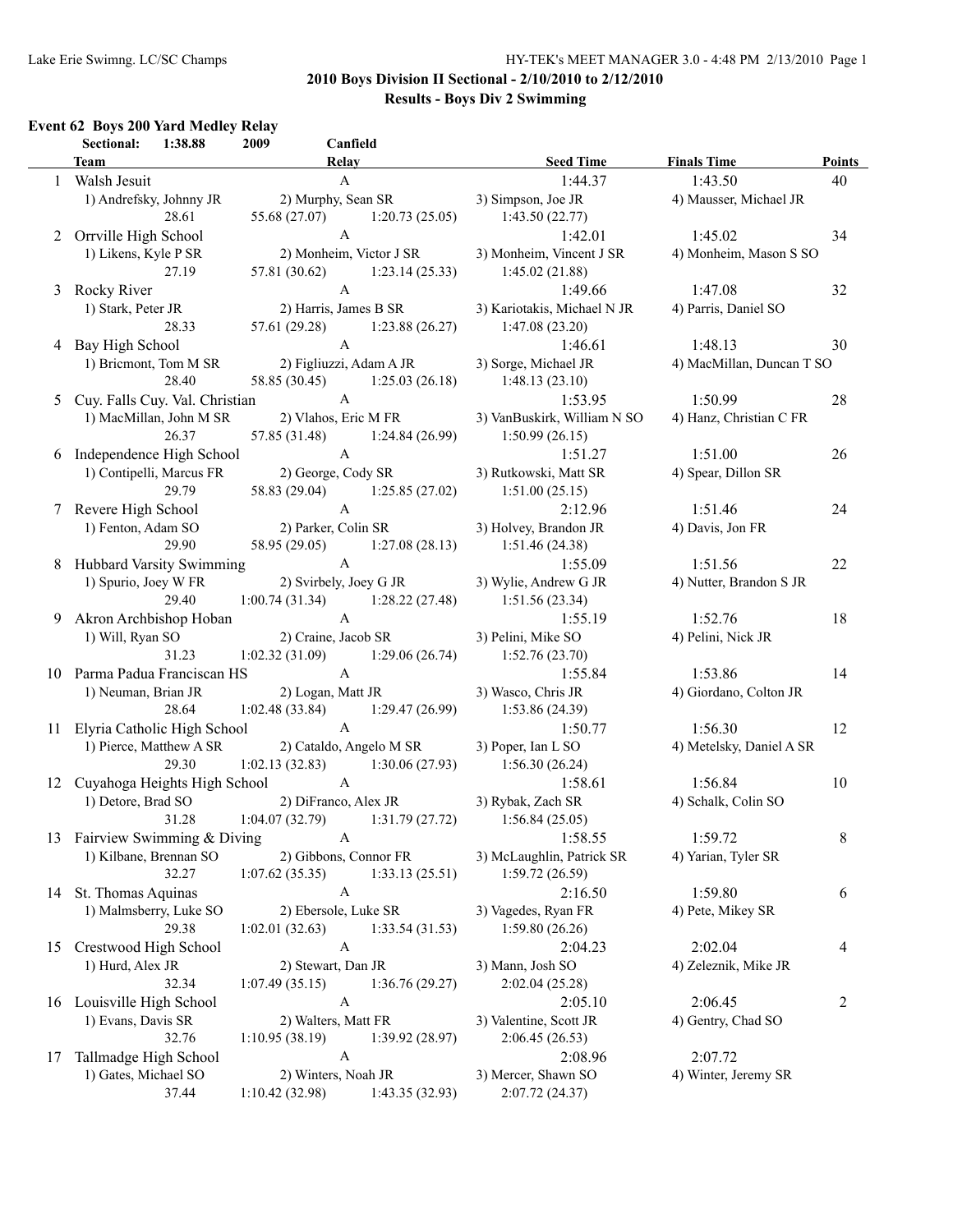# 2010 Boys Division II Sectional - 2/10/2010 to 2/12/2010

## Results - Boys Div 2 Swimming

### Event 62 Boys 200 Yard Medley Relay

Sectional: 1:38.88 2009 Canfield

| | Team | Relay | Seed Time | Finals Time | Points |
|---|---|---|---|---|---|
| 1 | Walsh Jesuit | A | 1:44.37 | 1:43.50 | 40 |
| | 1) Andrefsky, Johnny JR | 2) Murphy, Sean SR | 3) Simpson, Joe JR | 4) Mausser, Michael JR | |
| | 28.61 | 55.68 (27.07) 1:20.73 (25.05) | 1:43.50 (22.77) | | |
| 2 | Orrville High School | A | 1:42.01 | 1:45.02 | 34 |
| | 1) Likens, Kyle P SR | 2) Monheim, Victor J SR | 3) Monheim, Vincent J SR | 4) Monheim, Mason S SO | |
| | 27.19 | 57.81 (30.62) 1:23.14 (25.33) | 1:45.02 (21.88) | | |
| 3 | Rocky River | A | 1:49.66 | 1:47.08 | 32 |
| | 1) Stark, Peter JR | 2) Harris, James B SR | 3) Kariotakis, Michael N JR | 4) Parris, Daniel SO | |
| | 28.33 | 57.61 (29.28) 1:23.88 (26.27) | 1:47.08 (23.20) | | |
| 4 | Bay High School | A | 1:46.61 | 1:48.13 | 30 |
| | 1) Bricmont, Tom M SR | 2) Figliuzzi, Adam A JR | 3) Sorge, Michael JR | 4) MacMillan, Duncan T SO | |
| | 28.40 | 58.85 (30.45) 1:25.03 (26.18) | 1:48.13 (23.10) | | |
| 5 | Cuy. Falls Cuy. Val. Christian | A | 1:53.95 | 1:50.99 | 28 |
| | 1) MacMillan, John M SR | 2) Vlahos, Eric M FR | 3) VanBuskirk, William N SO | 4) Hanz, Christian C FR | |
| | 26.37 | 57.85 (31.48) 1:24.84 (26.99) | 1:50.99 (26.15) | | |
| 6 | Independence High School | A | 1:51.27 | 1:51.00 | 26 |
| | 1) Contipelli, Marcus FR | 2) George, Cody SR | 3) Rutkowski, Matt SR | 4) Spear, Dillon SR | |
| | 29.79 | 58.83 (29.04) 1:25.85 (27.02) | 1:51.00 (25.15) | | |
| 7 | Revere High School | A | 2:12.96 | 1:51.46 | 24 |
| | 1) Fenton, Adam SO | 2) Parker, Colin SR | 3) Holvey, Brandon JR | 4) Davis, Jon FR | |
| | 29.90 | 58.95 (29.05) 1:27.08 (28.13) | 1:51.46 (24.38) | | |
| 8 | Hubbard Varsity Swimming | A | 1:55.09 | 1:51.56 | 22 |
| | 1) Spurio, Joey W FR | 2) Svirbely, Joey G JR | 3) Wylie, Andrew G JR | 4) Nutter, Brandon S JR | |
| | 29.40 | 1:00.74 (31.34) 1:28.22 (27.48) | 1:51.56 (23.34) | | |
| 9 | Akron Archbishop Hoban | A | 1:55.19 | 1:52.76 | 18 |
| | 1) Will, Ryan SO | 2) Craine, Jacob SR | 3) Pelini, Mike SO | 4) Pelini, Nick JR | |
| | 31.23 | 1:02.32 (31.09) 1:29.06 (26.74) | 1:52.76 (23.70) | | |
| 10 | Parma Padua Franciscan HS | A | 1:55.84 | 1:53.86 | 14 |
| | 1) Neuman, Brian JR | 2) Logan, Matt JR | 3) Wasco, Chris JR | 4) Giordano, Colton JR | |
| | 28.64 | 1:02.48 (33.84) 1:29.47 (26.99) | 1:53.86 (24.39) | | |
| 11 | Elyria Catholic High School | A | 1:50.77 | 1:56.30 | 12 |
| | 1) Pierce, Matthew A SR | 2) Cataldo, Angelo M SR | 3) Poper, Ian L SO | 4) Metelsky, Daniel A SR | |
| | 29.30 | 1:02.13 (32.83) 1:30.06 (27.93) | 1:56.30 (26.24) | | |
| 12 | Cuyahoga Heights High School | A | 1:58.61 | 1:56.84 | 10 |
| | 1) Detore, Brad SO | 2) DiFranco, Alex JR | 3) Rybak, Zach SR | 4) Schalk, Colin SO | |
| | 31.28 | 1:04.07 (32.79) 1:31.79 (27.72) | 1:56.84 (25.05) | | |
| 13 | Fairview Swimming & Diving | A | 1:58.55 | 1:59.72 | 8 |
| | 1) Kilbane, Brennan SO | 2) Gibbons, Connor FR | 3) McLaughlin, Patrick SR | 4) Yarian, Tyler SR | |
| | 32.27 | 1:07.62 (35.35) 1:33.13 (25.51) | 1:59.72 (26.59) | | |
| 14 | St. Thomas Aquinas | A | 2:16.50 | 1:59.80 | 6 |
| | 1) Malmsberry, Luke SO | 2) Ebersole, Luke SR | 3) Vagedes, Ryan FR | 4) Pete, Mikey SR | |
| | 29.38 | 1:02.01 (32.63) 1:33.54 (31.53) | 1:59.80 (26.26) | | |
| 15 | Crestwood High School | A | 2:04.23 | 2:02.04 | 4 |
| | 1) Hurd, Alex JR | 2) Stewart, Dan JR | 3) Mann, Josh SO | 4) Zeleznik, Mike JR | |
| | 32.34 | 1:07.49 (35.15) 1:36.76 (29.27) | 2:02.04 (25.28) | | |
| 16 | Louisville High School | A | 2:05.10 | 2:06.45 | 2 |
| | 1) Evans, Davis SR | 2) Walters, Matt FR | 3) Valentine, Scott JR | 4) Gentry, Chad SO | |
| | 32.76 | 1:10.95 (38.19) 1:39.92 (28.97) | 2:06.45 (26.53) | | |
| 17 | Tallmadge High School | A | 2:08.96 | 2:07.72 | |
| | 1) Gates, Michael SO | 2) Winters, Noah JR | 3) Mercer, Shawn SO | 4) Winter, Jeremy SR | |
| | 37.44 | 1:10.42 (32.98) 1:43.35 (32.93) | 2:07.72 (24.37) | | |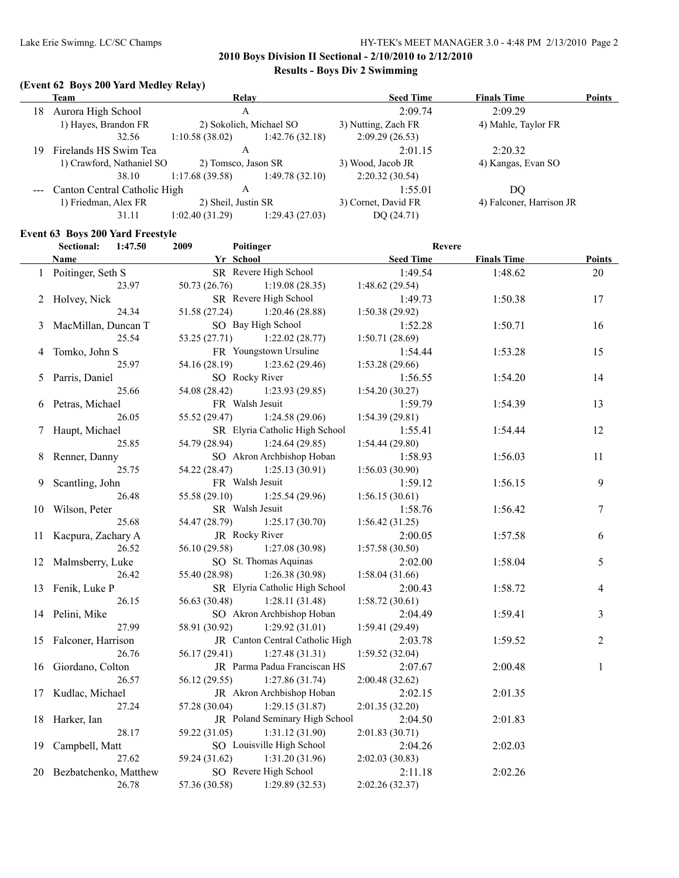## 2010 Boys Division II Sectional - 2/10/2010 to 2/12/2010

### Results - Boys Div 2 Swimming

**(Event 62 Boys 200 Yard Medley Relay)**

| | Team | Relay | Seed Time | Finals Time | Points |
|---|---|---|---|---|---|
| 18 | Aurora High School | A | 2:09.74 | 2:09.29 | |
| | 1) Hayes, Brandon FR | 2) Sokolich, Michael SO | 3) Nutting, Zach FR | 4) Mahle, Taylor FR | |
| | 32.56 | 1:10.58 (38.02) | 1:42.76 (32.18) | 2:09.29 (26.53) | |
| 19 | Firelands HS Swim Tea | A | 2:01.15 | 2:20.32 | |
| | 1) Crawford, Nathaniel SO | 2) Tomsco, Jason SR | 3) Wood, Jacob JR | 4) Kangas, Evan SO | |
| | 38.10 | 1:17.68 (39.58) | 1:49.78 (32.10) | 2:20.32 (30.54) | |
| --- | Canton Central Catholic High | A | 1:55.01 | DQ | |
| | 1) Friedman, Alex FR | 2) Sheil, Justin SR | 3) Cornet, David FR | 4) Falconer, Harrison JR | |
| | 31.11 | 1:02.40 (31.29) | 1:29.43 (27.03) | DQ (24.71) | |

**Event 63 Boys 200 Yard Freestyle**

Sectional: 1:47.50 2009 Poitinger Revere

| | Name | Yr | School | Seed Time | Finals Time | Points |
|---|---|---|---|---|---|---|
| 1 | Poitinger, Seth S | SR | Revere High School | 1:49.54 | 1:48.62 | 20 |
| | 23.97 | 50.73 (26.76) | 1:19.08 (28.35) | 1:48.62 (29.54) | | |
| 2 | Holvey, Nick | SR | Revere High School | 1:49.73 | 1:50.38 | 17 |
| | 24.34 | 51.58 (27.24) | 1:20.46 (28.88) | 1:50.38 (29.92) | | |
| 3 | MacMillan, Duncan T | SO | Bay High School | 1:52.28 | 1:50.71 | 16 |
| | 25.54 | 53.25 (27.71) | 1:22.02 (28.77) | 1:50.71 (28.69) | | |
| 4 | Tomko, John S | FR | Youngstown Ursuline | 1:54.44 | 1:53.28 | 15 |
| | 25.97 | 54.16 (28.19) | 1:23.62 (29.46) | 1:53.28 (29.66) | | |
| 5 | Parris, Daniel | SO | Rocky River | 1:56.55 | 1:54.20 | 14 |
| | 25.66 | 54.08 (28.42) | 1:23.93 (29.85) | 1:54.20 (30.27) | | |
| 6 | Petras, Michael | FR | Walsh Jesuit | 1:59.79 | 1:54.39 | 13 |
| | 26.05 | 55.52 (29.47) | 1:24.58 (29.06) | 1:54.39 (29.81) | | |
| 7 | Haupt, Michael | SR | Elyria Catholic High School | 1:55.41 | 1:54.44 | 12 |
| | 25.85 | 54.79 (28.94) | 1:24.64 (29.85) | 1:54.44 (29.80) | | |
| 8 | Renner, Danny | SO | Akron Archbishop Hoban | 1:58.93 | 1:56.03 | 11 |
| | 25.75 | 54.22 (28.47) | 1:25.13 (30.91) | 1:56.03 (30.90) | | |
| 9 | Scantling, John | FR | Walsh Jesuit | 1:59.12 | 1:56.15 | 9 |
| | 26.48 | 55.58 (29.10) | 1:25.54 (29.96) | 1:56.15 (30.61) | | |
| 10 | Wilson, Peter | SR | Walsh Jesuit | 1:58.76 | 1:56.42 | 7 |
| | 25.68 | 54.47 (28.79) | 1:25.17 (30.70) | 1:56.42 (31.25) | | |
| 11 | Kacpura, Zachary A | JR | Rocky River | 2:00.05 | 1:57.58 | 6 |
| | 26.52 | 56.10 (29.58) | 1:27.08 (30.98) | 1:57.58 (30.50) | | |
| 12 | Malmsberry, Luke | SO | St. Thomas Aquinas | 2:02.00 | 1:58.04 | 5 |
| | 26.42 | 55.40 (28.98) | 1:26.38 (30.98) | 1:58.04 (31.66) | | |
| 13 | Fenik, Luke P | SR | Elyria Catholic High School | 2:00.43 | 1:58.72 | 4 |
| | 26.15 | 56.63 (30.48) | 1:28.11 (31.48) | 1:58.72 (30.61) | | |
| 14 | Pelini, Mike | SO | Akron Archbishop Hoban | 2:04.49 | 1:59.41 | 3 |
| | 27.99 | 58.91 (30.92) | 1:29.92 (31.01) | 1:59.41 (29.49) | | |
| 15 | Falconer, Harrison | JR | Canton Central Catholic High | 2:03.78 | 1:59.52 | 2 |
| | 26.76 | 56.17 (29.41) | 1:27.48 (31.31) | 1:59.52 (32.04) | | |
| 16 | Giordano, Colton | JR | Parma Padua Franciscan HS | 2:07.67 | 2:00.48 | 1 |
| | 26.57 | 56.12 (29.55) | 1:27.86 (31.74) | 2:00.48 (32.62) | | |
| 17 | Kudlac, Michael | JR | Akron Archbishop Hoban | 2:02.15 | 2:01.35 | |
| | 27.24 | 57.28 (30.04) | 1:29.15 (31.87) | 2:01.35 (32.20) | | |
| 18 | Harker, Ian | JR | Poland Seminary High School | 2:04.50 | 2:01.83 | |
| | 28.17 | 59.22 (31.05) | 1:31.12 (31.90) | 2:01.83 (30.71) | | |
| 19 | Campbell, Matt | SO | Louisville High School | 2:04.26 | 2:02.03 | |
| | 27.62 | 59.24 (31.62) | 1:31.20 (31.96) | 2:02.03 (30.83) | | |
| 20 | Bezbatchenko, Matthew | SO | Revere High School | 2:11.18 | 2:02.26 | |
| | 26.78 | 57.36 (30.58) | 1:29.89 (32.53) | 2:02.26 (32.37) | | |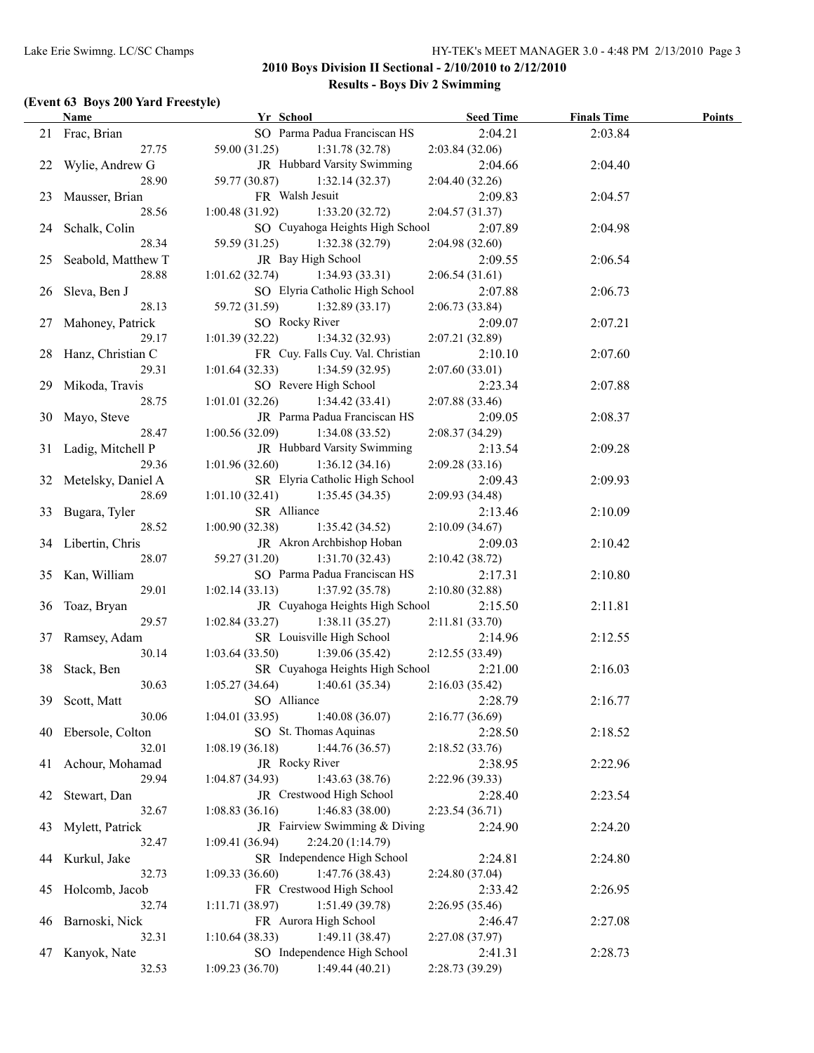## 2010 Boys Division II Sectional - 2/10/2010 to 2/12/2010

### Results - Boys Div 2 Swimming

**(Event 63 Boys 200 Yard Freestyle)**

| | Name | Yr | School | Seed Time | Finals Time | Points |
|---|---|---|---|---|---|---|
| 21 | Frac, Brian | SO | Parma Padua Franciscan HS | 2:04.21 | 2:03.84 | |
| | 27.75 | 59.00 (31.25) | 1:31.78 (32.78) | 2:03.84 (32.06) | | |
| 22 | Wylie, Andrew G | JR | Hubbard Varsity Swimming | 2:04.66 | 2:04.40 | |
| | 28.90 | 59.77 (30.87) | 1:32.14 (32.37) | 2:04.40 (32.26) | | |
| 23 | Mausser, Brian | FR | Walsh Jesuit | 2:09.83 | 2:04.57 | |
| | 28.56 | 1:00.48 (31.92) | 1:33.20 (32.72) | 2:04.57 (31.37) | | |
| 24 | Schalk, Colin | SO | Cuyahoga Heights High School | 2:07.89 | 2:04.98 | |
| | 28.34 | 59.59 (31.25) | 1:32.38 (32.79) | 2:04.98 (32.60) | | |
| 25 | Seabold, Matthew T | JR | Bay High School | 2:09.55 | 2:06.54 | |
| | 28.88 | 1:01.62 (32.74) | 1:34.93 (33.31) | 2:06.54 (31.61) | | |
| 26 | Sleva, Ben J | SO | Elyria Catholic High School | 2:07.88 | 2:06.73 | |
| | 28.13 | 59.72 (31.59) | 1:32.89 (33.17) | 2:06.73 (33.84) | | |
| 27 | Mahoney, Patrick | SO | Rocky River | 2:09.07 | 2:07.21 | |
| | 29.17 | 1:01.39 (32.22) | 1:34.32 (32.93) | 2:07.21 (32.89) | | |
| 28 | Hanz, Christian C | FR | Cuy. Falls Cuy. Val. Christian | 2:10.10 | 2:07.60 | |
| | 29.31 | 1:01.64 (32.33) | 1:34.59 (32.95) | 2:07.60 (33.01) | | |
| 29 | Mikoda, Travis | SO | Revere High School | 2:23.34 | 2:07.88 | |
| | 28.75 | 1:01.01 (32.26) | 1:34.42 (33.41) | 2:07.88 (33.46) | | |
| 30 | Mayo, Steve | JR | Parma Padua Franciscan HS | 2:09.05 | 2:08.37 | |
| | 28.47 | 1:00.56 (32.09) | 1:34.08 (33.52) | 2:08.37 (34.29) | | |
| 31 | Ladig, Mitchell P | JR | Hubbard Varsity Swimming | 2:13.54 | 2:09.28 | |
| | 29.36 | 1:01.96 (32.60) | 1:36.12 (34.16) | 2:09.28 (33.16) | | |
| 32 | Metelsky, Daniel A | SR | Elyria Catholic High School | 2:09.43 | 2:09.93 | |
| | 28.69 | 1:01.10 (32.41) | 1:35.45 (34.35) | 2:09.93 (34.48) | | |
| 33 | Bugara, Tyler | SR | Alliance | 2:13.46 | 2:10.09 | |
| | 28.52 | 1:00.90 (32.38) | 1:35.42 (34.52) | 2:10.09 (34.67) | | |
| 34 | Libertin, Chris | JR | Akron Archbishop Hoban | 2:09.03 | 2:10.42 | |
| | 28.07 | 59.27 (31.20) | 1:31.70 (32.43) | 2:10.42 (38.72) | | |
| 35 | Kan, William | SO | Parma Padua Franciscan HS | 2:17.31 | 2:10.80 | |
| | 29.01 | 1:02.14 (33.13) | 1:37.92 (35.78) | 2:10.80 (32.88) | | |
| 36 | Toaz, Bryan | JR | Cuyahoga Heights High School | 2:15.50 | 2:11.81 | |
| | 29.57 | 1:02.84 (33.27) | 1:38.11 (35.27) | 2:11.81 (33.70) | | |
| 37 | Ramsey, Adam | SR | Louisville High School | 2:14.96 | 2:12.55 | |
| | 30.14 | 1:03.64 (33.50) | 1:39.06 (35.42) | 2:12.55 (33.49) | | |
| 38 | Stack, Ben | SR | Cuyahoga Heights High School | 2:21.00 | 2:16.03 | |
| | 30.63 | 1:05.27 (34.64) | 1:40.61 (35.34) | 2:16.03 (35.42) | | |
| 39 | Scott, Matt | SO | Alliance | 2:28.79 | 2:16.77 | |
| | 30.06 | 1:04.01 (33.95) | 1:40.08 (36.07) | 2:16.77 (36.69) | | |
| 40 | Ebersole, Colton | SO | St. Thomas Aquinas | 2:28.50 | 2:18.52 | |
| | 32.01 | 1:08.19 (36.18) | 1:44.76 (36.57) | 2:18.52 (33.76) | | |
| 41 | Achour, Mohamad | JR | Rocky River | 2:38.95 | 2:22.96 | |
| | 29.94 | 1:04.87 (34.93) | 1:43.63 (38.76) | 2:22.96 (39.33) | | |
| 42 | Stewart, Dan | JR | Crestwood High School | 2:28.40 | 2:23.54 | |
| | 32.67 | 1:08.83 (36.16) | 1:46.83 (38.00) | 2:23.54 (36.71) | | |
| 43 | Mylett, Patrick | JR | Fairview Swimming & Diving | 2:24.90 | 2:24.20 | |
| | 32.47 | 1:09.41 (36.94) | 2:24.20 (1:14.79) | | | |
| 44 | Kurkul, Jake | SR | Independence High School | 2:24.81 | 2:24.80 | |
| | 32.73 | 1:09.33 (36.60) | 1:47.76 (38.43) | 2:24.80 (37.04) | | |
| 45 | Holcomb, Jacob | FR | Crestwood High School | 2:33.42 | 2:26.95 | |
| | 32.74 | 1:11.71 (38.97) | 1:51.49 (39.78) | 2:26.95 (35.46) | | |
| 46 | Barnoski, Nick | FR | Aurora High School | 2:46.47 | 2:27.08 | |
| | 32.31 | 1:10.64 (38.33) | 1:49.11 (38.47) | 2:27.08 (37.97) | | |
| 47 | Kanyok, Nate | SO | Independence High School | 2:41.31 | 2:28.73 | |
| | 32.53 | 1:09.23 (36.70) | 1:49.44 (40.21) | 2:28.73 (39.29) | | |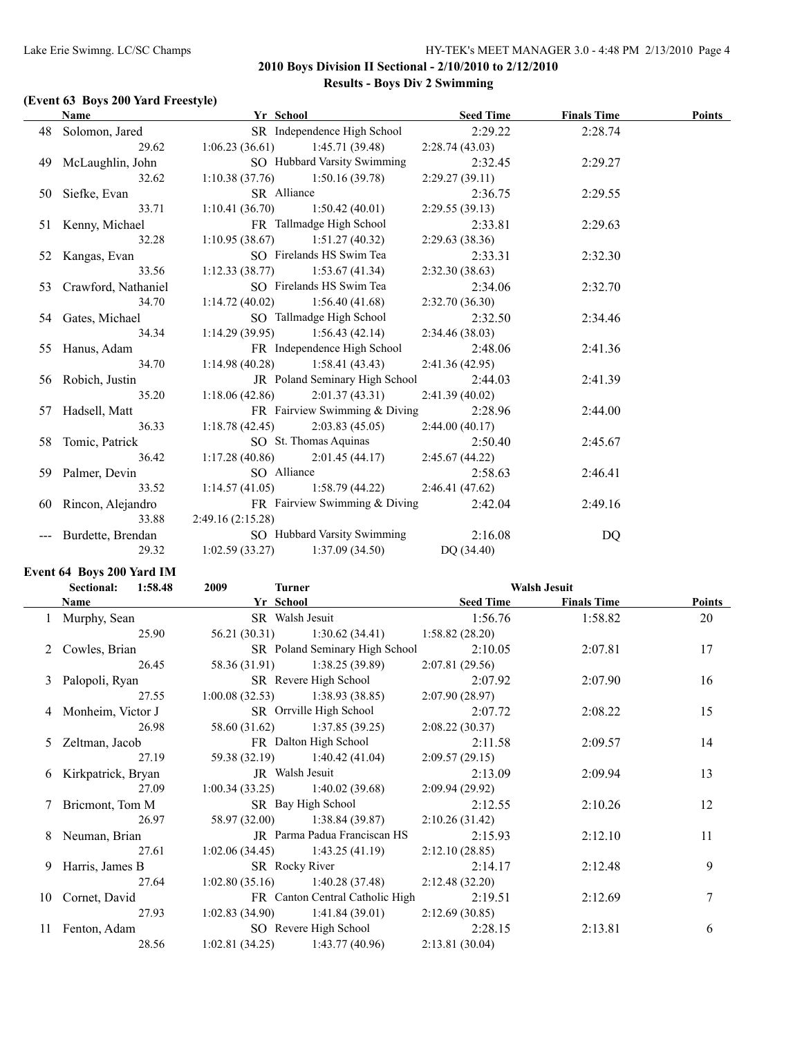## 2010 Boys Division II Sectional - 2/10/2010 to 2/12/2010

### Results - Boys Div 2 Swimming

**(Event 63 Boys 200 Yard Freestyle)**

| | Name | Yr | School | Seed Time | Finals Time | Points |
|---|---|---|---|---|---|---|
| 48 | Solomon, Jared | SR | Independence High School | 2:29.22 | 2:28.74 | |
| | 29.62 | 1:06.23 (36.61) | 1:45.71 (39.48) | 2:28.74 (43.03) | | |
| 49 | McLaughlin, John | SO | Hubbard Varsity Swimming | 2:32.45 | 2:29.27 | |
| | 32.62 | 1:10.38 (37.76) | 1:50.16 (39.78) | 2:29.27 (39.11) | | |
| 50 | Siefke, Evan | SR | Alliance | 2:36.75 | 2:29.55 | |
| | 33.71 | 1:10.41 (36.70) | 1:50.42 (40.01) | 2:29.55 (39.13) | | |
| 51 | Kenny, Michael | FR | Tallmadge High School | 2:33.81 | 2:29.63 | |
| | 32.28 | 1:10.95 (38.67) | 1:51.27 (40.32) | 2:29.63 (38.36) | | |
| 52 | Kangas, Evan | SO | Firelands HS Swim Tea | 2:33.31 | 2:32.30 | |
| | 33.56 | 1:12.33 (38.77) | 1:53.67 (41.34) | 2:32.30 (38.63) | | |
| 53 | Crawford, Nathaniel | SO | Firelands HS Swim Tea | 2:34.06 | 2:32.70 | |
| | 34.70 | 1:14.72 (40.02) | 1:56.40 (41.68) | 2:32.70 (36.30) | | |
| 54 | Gates, Michael | SO | Tallmadge High School | 2:32.50 | 2:34.46 | |
| | 34.34 | 1:14.29 (39.95) | 1:56.43 (42.14) | 2:34.46 (38.03) | | |
| 55 | Hanus, Adam | FR | Independence High School | 2:48.06 | 2:41.36 | |
| | 34.70 | 1:14.98 (40.28) | 1:58.41 (43.43) | 2:41.36 (42.95) | | |
| 56 | Robich, Justin | JR | Poland Seminary High School | 2:44.03 | 2:41.39 | |
| | 35.20 | 1:18.06 (42.86) | 2:01.37 (43.31) | 2:41.39 (40.02) | | |
| 57 | Hadsell, Matt | FR | Fairview Swimming & Diving | 2:28.96 | 2:44.00 | |
| | 36.33 | 1:18.78 (42.45) | 2:03.83 (45.05) | 2:44.00 (40.17) | | |
| 58 | Tomic, Patrick | SO | St. Thomas Aquinas | 2:50.40 | 2:45.67 | |
| | 36.42 | 1:17.28 (40.86) | 2:01.45 (44.17) | 2:45.67 (44.22) | | |
| 59 | Palmer, Devin | SO | Alliance | 2:58.63 | 2:46.41 | |
| | 33.52 | 1:14.57 (41.05) | 1:58.79 (44.22) | 2:46.41 (47.62) | | |
| 60 | Rincon, Alejandro | FR | Fairview Swimming & Diving | 2:42.04 | 2:49.16 | |
| | 33.88 | 2:49.16 (2:15.28) | | | | |
| --- | Burdette, Brendan | SO | Hubbard Varsity Swimming | 2:16.08 | DQ | |
| | 29.32 | 1:02.59 (33.27) | 1:37.09 (34.50) | DQ (34.40) | | |

**Event 64 Boys 200 Yard IM**

Sectional: 1:58.48 2009 Turner Walsh Jesuit

| | Name | Yr | School | Seed Time | Finals Time | Points |
|---|---|---|---|---|---|---|
| 1 | Murphy, Sean | SR | Walsh Jesuit | 1:56.76 | 1:58.82 | 20 |
| | 25.90 | 56.21 (30.31) | 1:30.62 (34.41) | 1:58.82 (28.20) | | |
| 2 | Cowles, Brian | SR | Poland Seminary High School | 2:10.05 | 2:07.81 | 17 |
| | 26.45 | 58.36 (31.91) | 1:38.25 (39.89) | 2:07.81 (29.56) | | |
| 3 | Palopoli, Ryan | SR | Revere High School | 2:07.92 | 2:07.90 | 16 |
| | 27.55 | 1:00.08 (32.53) | 1:38.93 (38.85) | 2:07.90 (28.97) | | |
| 4 | Monheim, Victor J | SR | Orrville High School | 2:07.72 | 2:08.22 | 15 |
| | 26.98 | 58.60 (31.62) | 1:37.85 (39.25) | 2:08.22 (30.37) | | |
| 5 | Zeltman, Jacob | FR | Dalton High School | 2:11.58 | 2:09.57 | 14 |
| | 27.19 | 59.38 (32.19) | 1:40.42 (41.04) | 2:09.57 (29.15) | | |
| 6 | Kirkpatrick, Bryan | JR | Walsh Jesuit | 2:13.09 | 2:09.94 | 13 |
| | 27.09 | 1:00.34 (33.25) | 1:40.02 (39.68) | 2:09.94 (29.92) | | |
| 7 | Bricmont, Tom M | SR | Bay High School | 2:12.55 | 2:10.26 | 12 |
| | 26.97 | 58.97 (32.00) | 1:38.84 (39.87) | 2:10.26 (31.42) | | |
| 8 | Neuman, Brian | JR | Parma Padua Franciscan HS | 2:15.93 | 2:12.10 | 11 |
| | 27.61 | 1:02.06 (34.45) | 1:43.25 (41.19) | 2:12.10 (28.85) | | |
| 9 | Harris, James B | SR | Rocky River | 2:14.17 | 2:12.48 | 9 |
| | 27.64 | 1:02.80 (35.16) | 1:40.28 (37.48) | 2:12.48 (32.20) | | |
| 10 | Cornet, David | FR | Canton Central Catholic High | 2:19.51 | 2:12.69 | 7 |
| | 27.93 | 1:02.83 (34.90) | 1:41.84 (39.01) | 2:12.69 (30.85) | | |
| 11 | Fenton, Adam | SO | Revere High School | 2:28.15 | 2:13.81 | 6 |
| | 28.56 | 1:02.81 (34.25) | 1:43.77 (40.96) | 2:13.81 (30.04) | | |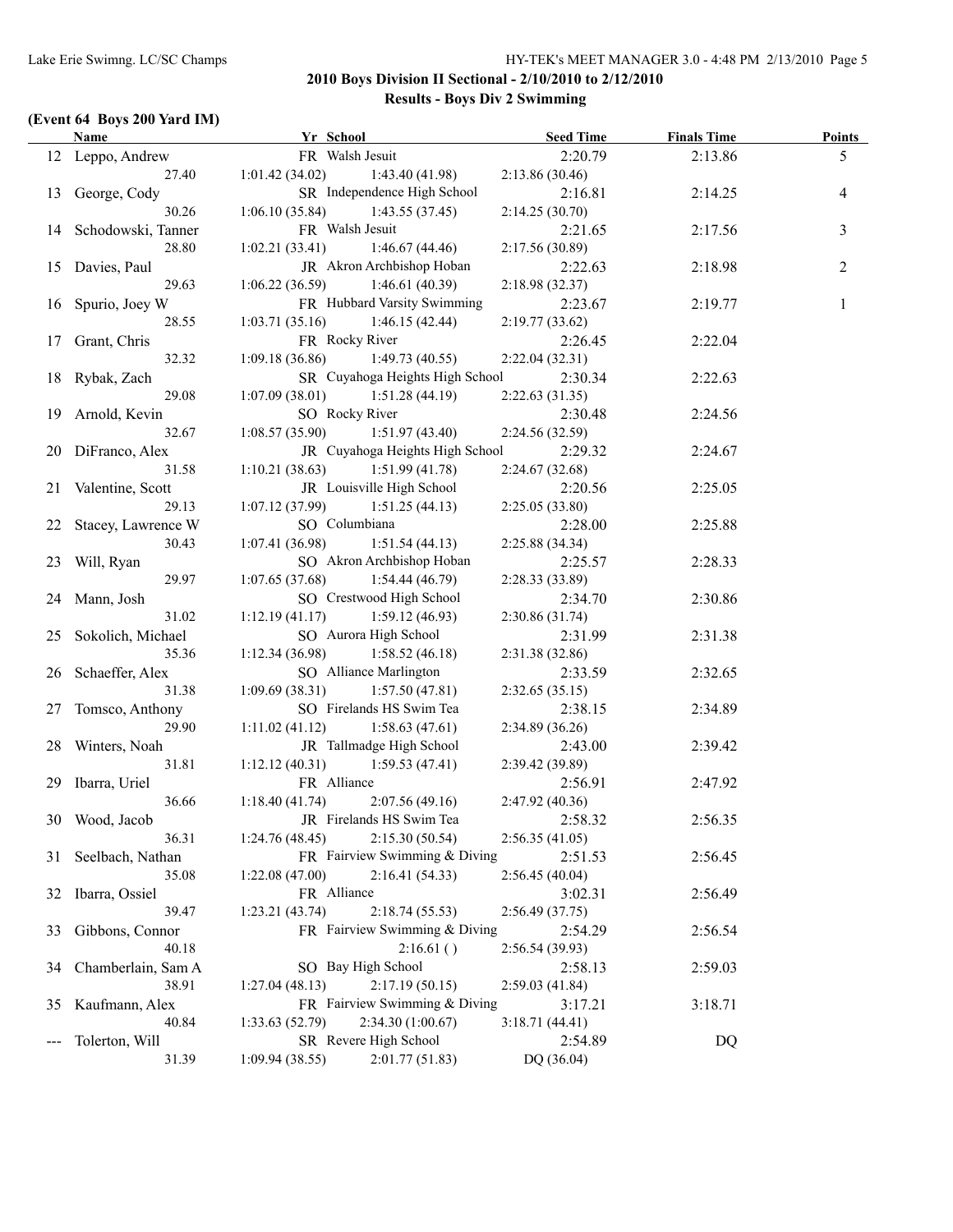## 2010 Boys Division II Sectional - 2/10/2010 to 2/12/2010

### Results - Boys Div 2 Swimming

**(Event 64 Boys 200 Yard IM)**

| Name | Yr | School | Seed Time | Finals Time | Points |
|---|---|---|---|---|---|
| 12 Leppo, Andrew | FR | Walsh Jesuit | 2:20.79 | 2:13.86 | 5 |
| 27.40 | 1:01.42 (34.02) | 1:43.40 (41.98) | 2:13.86 (30.46) | | |
| 13 George, Cody | SR | Independence High School | 2:16.81 | 2:14.25 | 4 |
| 30.26 | 1:06.10 (35.84) | 1:43.55 (37.45) | 2:14.25 (30.70) | | |
| 14 Schodowski, Tanner | FR | Walsh Jesuit | 2:21.65 | 2:17.56 | 3 |
| 28.80 | 1:02.21 (33.41) | 1:46.67 (44.46) | 2:17.56 (30.89) | | |
| 15 Davies, Paul | JR | Akron Archbishop Hoban | 2:22.63 | 2:18.98 | 2 |
| 29.63 | 1:06.22 (36.59) | 1:46.61 (40.39) | 2:18.98 (32.37) | | |
| 16 Spurio, Joey W | FR | Hubbard Varsity Swimming | 2:23.67 | 2:19.77 | 1 |
| 28.55 | 1:03.71 (35.16) | 1:46.15 (42.44) | 2:19.77 (33.62) | | |
| 17 Grant, Chris | FR | Rocky River | 2:26.45 | 2:22.04 | |
| 32.32 | 1:09.18 (36.86) | 1:49.73 (40.55) | 2:22.04 (32.31) | | |
| 18 Rybak, Zach | SR | Cuyahoga Heights High School | 2:30.34 | 2:22.63 | |
| 29.08 | 1:07.09 (38.01) | 1:51.28 (44.19) | 2:22.63 (31.35) | | |
| 19 Arnold, Kevin | SO | Rocky River | 2:30.48 | 2:24.56 | |
| 32.67 | 1:08.57 (35.90) | 1:51.97 (43.40) | 2:24.56 (32.59) | | |
| 20 DiFranco, Alex | JR | Cuyahoga Heights High School | 2:29.32 | 2:24.67 | |
| 31.58 | 1:10.21 (38.63) | 1:51.99 (41.78) | 2:24.67 (32.68) | | |
| 21 Valentine, Scott | JR | Louisville High School | 2:20.56 | 2:25.05 | |
| 29.13 | 1:07.12 (37.99) | 1:51.25 (44.13) | 2:25.05 (33.80) | | |
| 22 Stacey, Lawrence W | SO | Columbiana | 2:28.00 | 2:25.88 | |
| 30.43 | 1:07.41 (36.98) | 1:51.54 (44.13) | 2:25.88 (34.34) | | |
| 23 Will, Ryan | SO | Akron Archbishop Hoban | 2:25.57 | 2:28.33 | |
| 29.97 | 1:07.65 (37.68) | 1:54.44 (46.79) | 2:28.33 (33.89) | | |
| 24 Mann, Josh | SO | Crestwood High School | 2:34.70 | 2:30.86 | |
| 31.02 | 1:12.19 (41.17) | 1:59.12 (46.93) | 2:30.86 (31.74) | | |
| 25 Sokolich, Michael | SO | Aurora High School | 2:31.99 | 2:31.38 | |
| 35.36 | 1:12.34 (36.98) | 1:58.52 (46.18) | 2:31.38 (32.86) | | |
| 26 Schaeffer, Alex | SO | Alliance Marlington | 2:33.59 | 2:32.65 | |
| 31.38 | 1:09.69 (38.31) | 1:57.50 (47.81) | 2:32.65 (35.15) | | |
| 27 Tomsco, Anthony | SO | Firelands HS Swim Tea | 2:38.15 | 2:34.89 | |
| 29.90 | 1:11.02 (41.12) | 1:58.63 (47.61) | 2:34.89 (36.26) | | |
| 28 Winters, Noah | JR | Tallmadge High School | 2:43.00 | 2:39.42 | |
| 31.81 | 1:12.12 (40.31) | 1:59.53 (47.41) | 2:39.42 (39.89) | | |
| 29 Ibarra, Uriel | FR | Alliance | 2:56.91 | 2:47.92 | |
| 36.66 | 1:18.40 (41.74) | 2:07.56 (49.16) | 2:47.92 (40.36) | | |
| 30 Wood, Jacob | JR | Firelands HS Swim Tea | 2:58.32 | 2:56.35 | |
| 36.31 | 1:24.76 (48.45) | 2:15.30 (50.54) | 2:56.35 (41.05) | | |
| 31 Seelbach, Nathan | FR | Fairview Swimming & Diving | 2:51.53 | 2:56.45 | |
| 35.08 | 1:22.08 (47.00) | 2:16.41 (54.33) | 2:56.45 (40.04) | | |
| 32 Ibarra, Ossiel | FR | Alliance | 3:02.31 | 2:56.49 | |
| 39.47 | 1:23.21 (43.74) | 2:18.74 (55.53) | 2:56.49 (37.75) | | |
| 33 Gibbons, Connor | FR | Fairview Swimming & Diving | 2:54.29 | 2:56.54 | |
| 40.18 | | 2:16.61 ( ) | 2:56.54 (39.93) | | |
| 34 Chamberlain, Sam A | SO | Bay High School | 2:58.13 | 2:59.03 | |
| 38.91 | 1:27.04 (48.13) | 2:17.19 (50.15) | 2:59.03 (41.84) | | |
| 35 Kaufmann, Alex | FR | Fairview Swimming & Diving | 3:17.21 | 3:18.71 | |
| 40.84 | 1:33.63 (52.79) | 2:34.30 (1:00.67) | 3:18.71 (44.41) | | |
| --- Tolerton, Will | SR | Revere High School | 2:54.89 | DQ | |
| 31.39 | 1:09.94 (38.55) | 2:01.77 (51.83) | DQ (36.04) | | |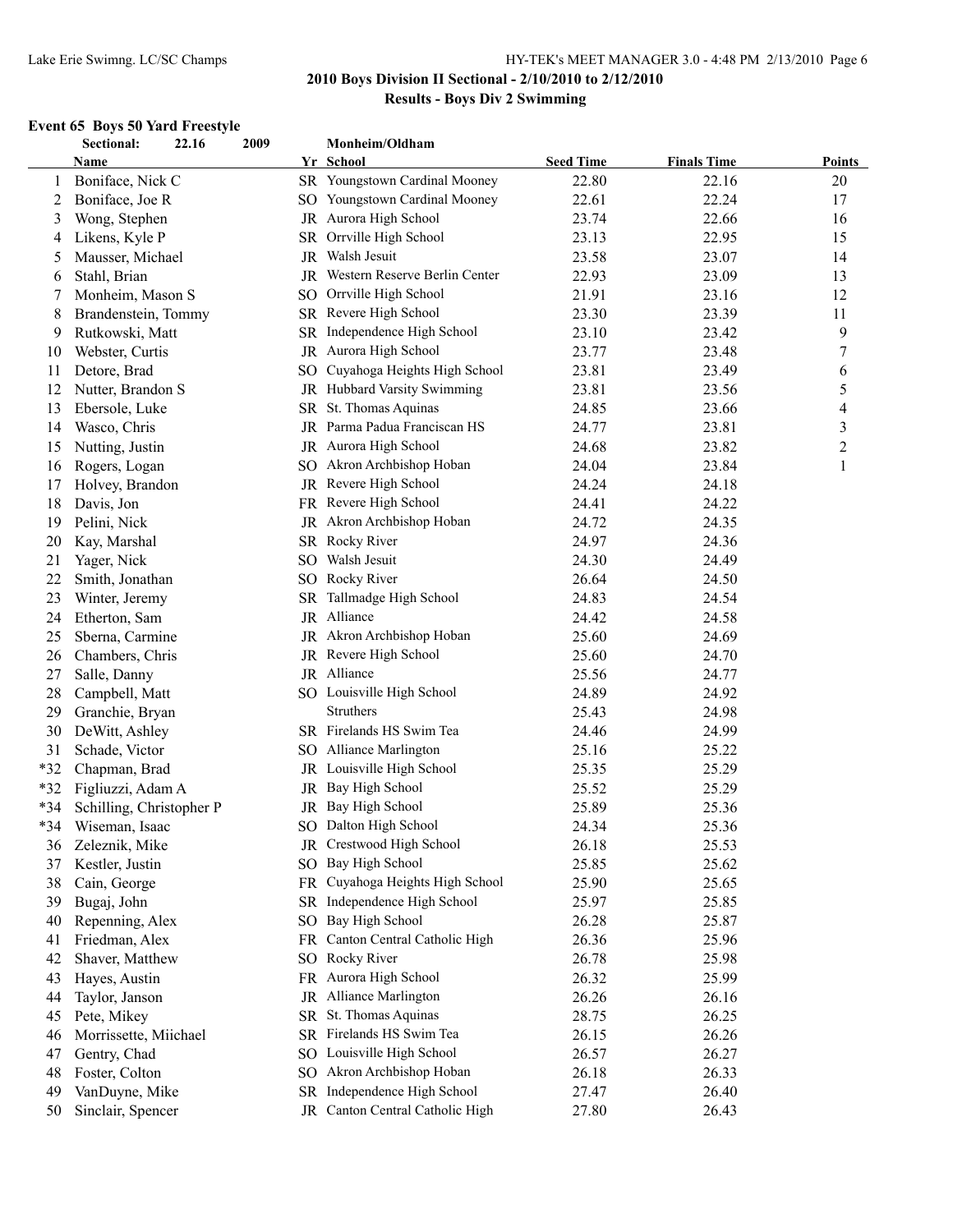## 2010 Boys Division II Sectional - 2/10/2010 to 2/12/2010

## Results - Boys Div 2 Swimming

### Event 65 Boys 50 Yard Freestyle

Sectional: 22.16 2009 Monheim/Oldham

| | Name | Yr | School | Seed Time | Finals Time | Points |
|---|---|---|---|---|---|---|
| 1 | Boniface, Nick C | SR | Youngstown Cardinal Mooney | 22.80 | 22.16 | 20 |
| 2 | Boniface, Joe R | SO | Youngstown Cardinal Mooney | 22.61 | 22.24 | 17 |
| 3 | Wong, Stephen | JR | Aurora High School | 23.74 | 22.66 | 16 |
| 4 | Likens, Kyle P | SR | Orrville High School | 23.13 | 22.95 | 15 |
| 5 | Mausser, Michael | JR | Walsh Jesuit | 23.58 | 23.07 | 14 |
| 6 | Stahl, Brian | JR | Western Reserve Berlin Center | 22.93 | 23.09 | 13 |
| 7 | Monheim, Mason S | SO | Orrville High School | 21.91 | 23.16 | 12 |
| 8 | Brandenstein, Tommy | SR | Revere High School | 23.30 | 23.39 | 11 |
| 9 | Rutkowski, Matt | SR | Independence High School | 23.10 | 23.42 | 9 |
| 10 | Webster, Curtis | JR | Aurora High School | 23.77 | 23.48 | 7 |
| 11 | Detore, Brad | SO | Cuyahoga Heights High School | 23.81 | 23.49 | 6 |
| 12 | Nutter, Brandon S | JR | Hubbard Varsity Swimming | 23.81 | 23.56 | 5 |
| 13 | Ebersole, Luke | SR | St. Thomas Aquinas | 24.85 | 23.66 | 4 |
| 14 | Wasco, Chris | JR | Parma Padua Franciscan HS | 24.77 | 23.81 | 3 |
| 15 | Nutting, Justin | JR | Aurora High School | 24.68 | 23.82 | 2 |
| 16 | Rogers, Logan | SO | Akron Archbishop Hoban | 24.04 | 23.84 | 1 |
| 17 | Holvey, Brandon | JR | Revere High School | 24.24 | 24.18 | |
| 18 | Davis, Jon | FR | Revere High School | 24.41 | 24.22 | |
| 19 | Pelini, Nick | JR | Akron Archbishop Hoban | 24.72 | 24.35 | |
| 20 | Kay, Marshal | SR | Rocky River | 24.97 | 24.36 | |
| 21 | Yager, Nick | SO | Walsh Jesuit | 24.30 | 24.49 | |
| 22 | Smith, Jonathan | SO | Rocky River | 26.64 | 24.50 | |
| 23 | Winter, Jeremy | SR | Tallmadge High School | 24.83 | 24.54 | |
| 24 | Etherton, Sam | JR | Alliance | 24.42 | 24.58 | |
| 25 | Sberna, Carmine | JR | Akron Archbishop Hoban | 25.60 | 24.69 | |
| 26 | Chambers, Chris | JR | Revere High School | 25.60 | 24.70 | |
| 27 | Salle, Danny | JR | Alliance | 25.56 | 24.77 | |
| 28 | Campbell, Matt | SO | Louisville High School | 24.89 | 24.92 | |
| 29 | Granchie, Bryan | | Struthers | 25.43 | 24.98 | |
| 30 | DeWitt, Ashley | SR | Firelands HS Swim Tea | 24.46 | 24.99 | |
| 31 | Schade, Victor | SO | Alliance Marlington | 25.16 | 25.22 | |
| *32 | Chapman, Brad | JR | Louisville High School | 25.35 | 25.29 | |
| *32 | Figliuzzi, Adam A | JR | Bay High School | 25.52 | 25.29 | |
| *34 | Schilling, Christopher P | JR | Bay High School | 25.89 | 25.36 | |
| *34 | Wiseman, Isaac | SO | Dalton High School | 24.34 | 25.36 | |
| 36 | Zeleznik, Mike | JR | Crestwood High School | 26.18 | 25.53 | |
| 37 | Kestler, Justin | SO | Bay High School | 25.85 | 25.62 | |
| 38 | Cain, George | FR | Cuyahoga Heights High School | 25.90 | 25.65 | |
| 39 | Bugaj, John | SR | Independence High School | 25.97 | 25.85 | |
| 40 | Repenning, Alex | SO | Bay High School | 26.28 | 25.87 | |
| 41 | Friedman, Alex | FR | Canton Central Catholic High | 26.36 | 25.96 | |
| 42 | Shaver, Matthew | SO | Rocky River | 26.78 | 25.98 | |
| 43 | Hayes, Austin | FR | Aurora High School | 26.32 | 25.99 | |
| 44 | Taylor, Janson | JR | Alliance Marlington | 26.26 | 26.16 | |
| 45 | Pete, Mikey | SR | St. Thomas Aquinas | 28.75 | 26.25 | |
| 46 | Morrissette, Miichael | SR | Firelands HS Swim Tea | 26.15 | 26.26 | |
| 47 | Gentry, Chad | SO | Louisville High School | 26.57 | 26.27 | |
| 48 | Foster, Colton | SO | Akron Archbishop Hoban | 26.18 | 26.33 | |
| 49 | VanDuyne, Mike | SR | Independence High School | 27.47 | 26.40 | |
| 50 | Sinclair, Spencer | JR | Canton Central Catholic High | 27.80 | 26.43 | |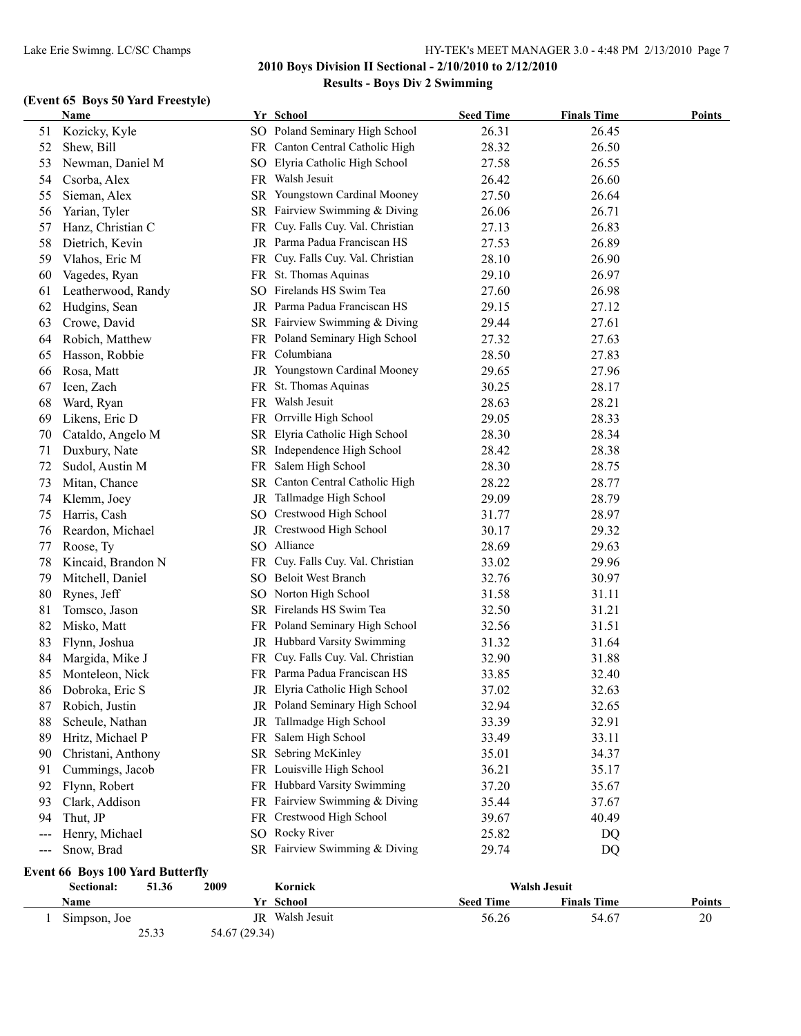## 2010 Boys Division II Sectional - 2/10/2010 to 2/12/2010

### Results - Boys Div 2 Swimming

**(Event 65 Boys 50 Yard Freestyle)**

| | Name | Yr | School | Seed Time | Finals Time | Points |
|---|---|---|---|---|---|---|
| 51 | Kozicky, Kyle | SO | Poland Seminary High School | 26.31 | 26.45 | |
| 52 | Shew, Bill | FR | Canton Central Catholic High | 28.32 | 26.50 | |
| 53 | Newman, Daniel M | SO | Elyria Catholic High School | 27.58 | 26.55 | |
| 54 | Csorba, Alex | FR | Walsh Jesuit | 26.42 | 26.60 | |
| 55 | Sieman, Alex | SR | Youngstown Cardinal Mooney | 27.50 | 26.64 | |
| 56 | Yarian, Tyler | SR | Fairview Swimming & Diving | 26.06 | 26.71 | |
| 57 | Hanz, Christian C | FR | Cuy. Falls Cuy. Val. Christian | 27.13 | 26.83 | |
| 58 | Dietrich, Kevin | JR | Parma Padua Franciscan HS | 27.53 | 26.89 | |
| 59 | Vlahos, Eric M | FR | Cuy. Falls Cuy. Val. Christian | 28.10 | 26.90 | |
| 60 | Vagedes, Ryan | FR | St. Thomas Aquinas | 29.10 | 26.97 | |
| 61 | Leatherwood, Randy | SO | Firelands HS Swim Tea | 27.60 | 26.98 | |
| 62 | Hudgins, Sean | JR | Parma Padua Franciscan HS | 29.15 | 27.12 | |
| 63 | Crowe, David | SR | Fairview Swimming & Diving | 29.44 | 27.61 | |
| 64 | Robich, Matthew | FR | Poland Seminary High School | 27.32 | 27.63 | |
| 65 | Hasson, Robbie | FR | Columbiana | 28.50 | 27.83 | |
| 66 | Rosa, Matt | JR | Youngstown Cardinal Mooney | 29.65 | 27.96 | |
| 67 | Icen, Zach | FR | St. Thomas Aquinas | 30.25 | 28.17 | |
| 68 | Ward, Ryan | FR | Walsh Jesuit | 28.63 | 28.21 | |
| 69 | Likens, Eric D | FR | Orrville High School | 29.05 | 28.33 | |
| 70 | Cataldo, Angelo M | SR | Elyria Catholic High School | 28.30 | 28.34 | |
| 71 | Duxbury, Nate | SR | Independence High School | 28.42 | 28.38 | |
| 72 | Sudol, Austin M | FR | Salem High School | 28.30 | 28.75 | |
| 73 | Mitan, Chance | SR | Canton Central Catholic High | 28.22 | 28.77 | |
| 74 | Klemm, Joey | JR | Tallmadge High School | 29.09 | 28.79 | |
| 75 | Harris, Cash | SO | Crestwood High School | 31.77 | 28.97 | |
| 76 | Reardon, Michael | JR | Crestwood High School | 30.17 | 29.32 | |
| 77 | Roose, Ty | SO | Alliance | 28.69 | 29.63 | |
| 78 | Kincaid, Brandon N | FR | Cuy. Falls Cuy. Val. Christian | 33.02 | 29.96 | |
| 79 | Mitchell, Daniel | SO | Beloit West Branch | 32.76 | 30.97 | |
| 80 | Rynes, Jeff | SO | Norton High School | 31.58 | 31.11 | |
| 81 | Tomsco, Jason | SR | Firelands HS Swim Tea | 32.50 | 31.21 | |
| 82 | Misko, Matt | FR | Poland Seminary High School | 32.56 | 31.51 | |
| 83 | Flynn, Joshua | JR | Hubbard Varsity Swimming | 31.32 | 31.64 | |
| 84 | Margida, Mike J | FR | Cuy. Falls Cuy. Val. Christian | 32.90 | 31.88 | |
| 85 | Monteleon, Nick | FR | Parma Padua Franciscan HS | 33.85 | 32.40 | |
| 86 | Dobroka, Eric S | JR | Elyria Catholic High School | 37.02 | 32.63 | |
| 87 | Robich, Justin | JR | Poland Seminary High School | 32.94 | 32.65 | |
| 88 | Scheule, Nathan | JR | Tallmadge High School | 33.39 | 32.91 | |
| 89 | Hritz, Michael P | FR | Salem High School | 33.49 | 33.11 | |
| 90 | Christani, Anthony | SR | Sebring McKinley | 35.01 | 34.37 | |
| 91 | Cummings, Jacob | FR | Louisville High School | 36.21 | 35.17 | |
| 92 | Flynn, Robert | FR | Hubbard Varsity Swimming | 37.20 | 35.67 | |
| 93 | Clark, Addison | FR | Fairview Swimming & Diving | 35.44 | 37.67 | |
| 94 | Thut, JP | FR | Crestwood High School | 39.67 | 40.49 | |
| --- | Henry, Michael | SO | Rocky River | 25.82 | DQ | |
| --- | Snow, Brad | SR | Fairview Swimming & Diving | 29.74 | DQ | |

**Event 66 Boys 100 Yard Butterfly**

Sectional: 51.36 2009 Kornick Walsh Jesuit

| | Name | Yr | School | Seed Time | Finals Time | Points |
|---|---|---|---|---|---|---|
| 1 | Simpson, Joe | JR | Walsh Jesuit | 56.26 | 54.67 | 20 |
| | 25.33 | 54.67 (29.34) | | | | |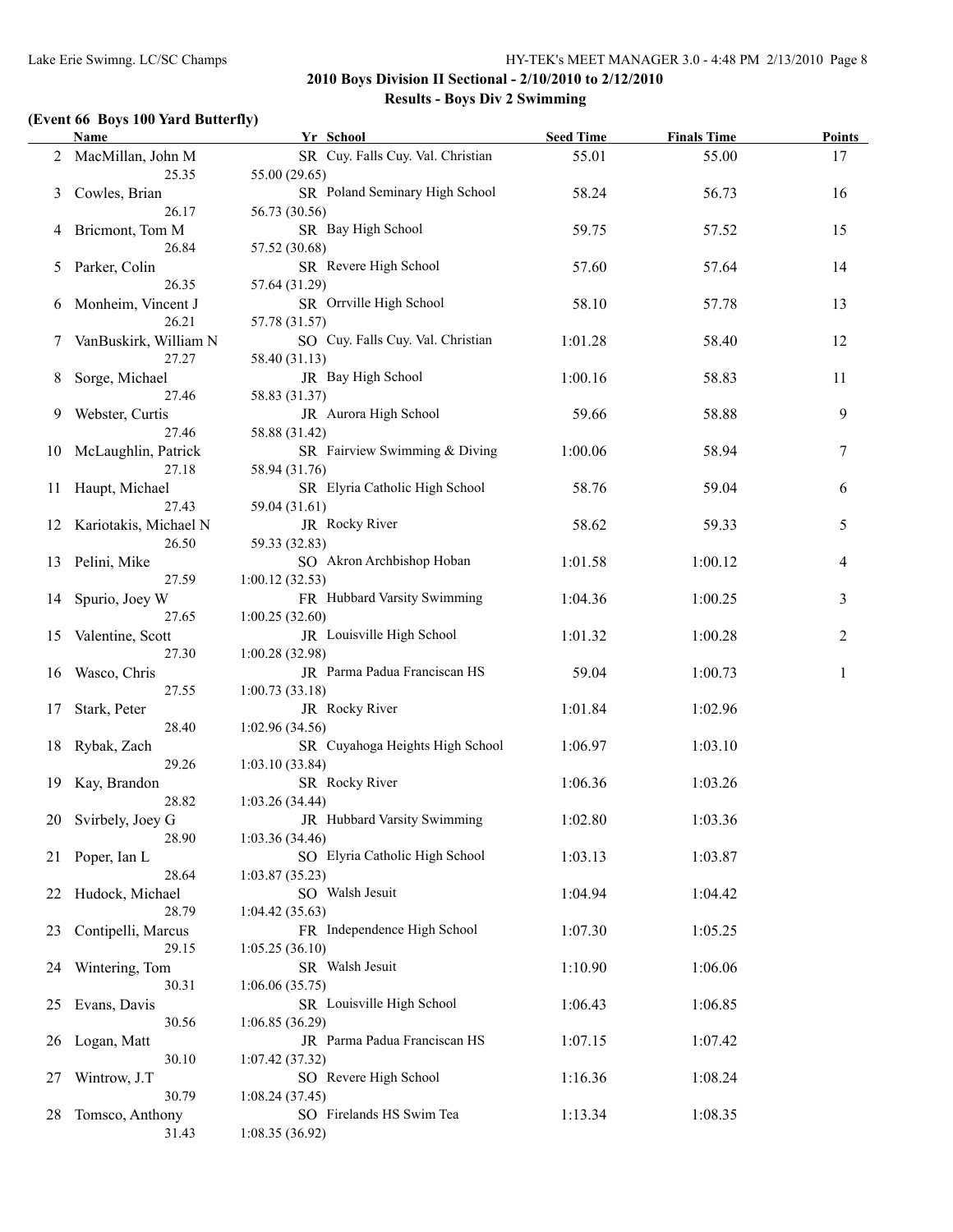## 2010 Boys Division II Sectional - 2/10/2010 to 2/12/2010

### Results - Boys Div 2 Swimming

**(Event 66 Boys 100 Yard Butterfly)**

| | Name | Yr | School | Seed Time | Finals Time | Points |
|---|---|---|---|---|---|---|
| 2 | MacMillan, John M | SR | Cuy. Falls Cuy. Val. Christian | 55.01 | 55.00 | 17 |
| | 25.35 | 55.00 (29.65) | | | | |
| 3 | Cowles, Brian | SR | Poland Seminary High School | 58.24 | 56.73 | 16 |
| | 26.17 | 56.73 (30.56) | | | | |
| 4 | Bricmont, Tom M | SR | Bay High School | 59.75 | 57.52 | 15 |
| | 26.84 | 57.52 (30.68) | | | | |
| 5 | Parker, Colin | SR | Revere High School | 57.60 | 57.64 | 14 |
| | 26.35 | 57.64 (31.29) | | | | |
| 6 | Monheim, Vincent J | SR | Orrville High School | 58.10 | 57.78 | 13 |
| | 26.21 | 57.78 (31.57) | | | | |
| 7 | VanBuskirk, William N | SO | Cuy. Falls Cuy. Val. Christian | 1:01.28 | 58.40 | 12 |
| | 27.27 | 58.40 (31.13) | | | | |
| 8 | Sorge, Michael | JR | Bay High School | 1:00.16 | 58.83 | 11 |
| | 27.46 | 58.83 (31.37) | | | | |
| 9 | Webster, Curtis | JR | Aurora High School | 59.66 | 58.88 | 9 |
| | 27.46 | 58.88 (31.42) | | | | |
| 10 | McLaughlin, Patrick | SR | Fairview Swimming & Diving | 1:00.06 | 58.94 | 7 |
| | 27.18 | 58.94 (31.76) | | | | |
| 11 | Haupt, Michael | SR | Elyria Catholic High School | 58.76 | 59.04 | 6 |
| | 27.43 | 59.04 (31.61) | | | | |
| 12 | Kariotakis, Michael N | JR | Rocky River | 58.62 | 59.33 | 5 |
| | 26.50 | 59.33 (32.83) | | | | |
| 13 | Pelini, Mike | SO | Akron Archbishop Hoban | 1:01.58 | 1:00.12 | 4 |
| | 27.59 | 1:00.12 (32.53) | | | | |
| 14 | Spurio, Joey W | FR | Hubbard Varsity Swimming | 1:04.36 | 1:00.25 | 3 |
| | 27.65 | 1:00.25 (32.60) | | | | |
| 15 | Valentine, Scott | JR | Louisville High School | 1:01.32 | 1:00.28 | 2 |
| | 27.30 | 1:00.28 (32.98) | | | | |
| 16 | Wasco, Chris | JR | Parma Padua Franciscan HS | 59.04 | 1:00.73 | 1 |
| | 27.55 | 1:00.73 (33.18) | | | | |
| 17 | Stark, Peter | JR | Rocky River | 1:01.84 | 1:02.96 | |
| | 28.40 | 1:02.96 (34.56) | | | | |
| 18 | Rybak, Zach | SR | Cuyahoga Heights High School | 1:06.97 | 1:03.10 | |
| | 29.26 | 1:03.10 (33.84) | | | | |
| 19 | Kay, Brandon | SR | Rocky River | 1:06.36 | 1:03.26 | |
| | 28.82 | 1:03.26 (34.44) | | | | |
| 20 | Svirbely, Joey G | JR | Hubbard Varsity Swimming | 1:02.80 | 1:03.36 | |
| | 28.90 | 1:03.36 (34.46) | | | | |
| 21 | Poper, Ian L | SO | Elyria Catholic High School | 1:03.13 | 1:03.87 | |
| | 28.64 | 1:03.87 (35.23) | | | | |
| 22 | Hudock, Michael | SO | Walsh Jesuit | 1:04.94 | 1:04.42 | |
| | 28.79 | 1:04.42 (35.63) | | | | |
| 23 | Contipelli, Marcus | FR | Independence High School | 1:07.30 | 1:05.25 | |
| | 29.15 | 1:05.25 (36.10) | | | | |
| 24 | Wintering, Tom | SR | Walsh Jesuit | 1:10.90 | 1:06.06 | |
| | 30.31 | 1:06.06 (35.75) | | | | |
| 25 | Evans, Davis | SR | Louisville High School | 1:06.43 | 1:06.85 | |
| | 30.56 | 1:06.85 (36.29) | | | | |
| 26 | Logan, Matt | JR | Parma Padua Franciscan HS | 1:07.15 | 1:07.42 | |
| | 30.10 | 1:07.42 (37.32) | | | | |
| 27 | Wintrow, J.T | SO | Revere High School | 1:16.36 | 1:08.24 | |
| | 30.79 | 1:08.24 (37.45) | | | | |
| 28 | Tomsco, Anthony | SO | Firelands HS Swim Tea | 1:13.34 | 1:08.35 | |
| | 31.43 | 1:08.35 (36.92) | | | | |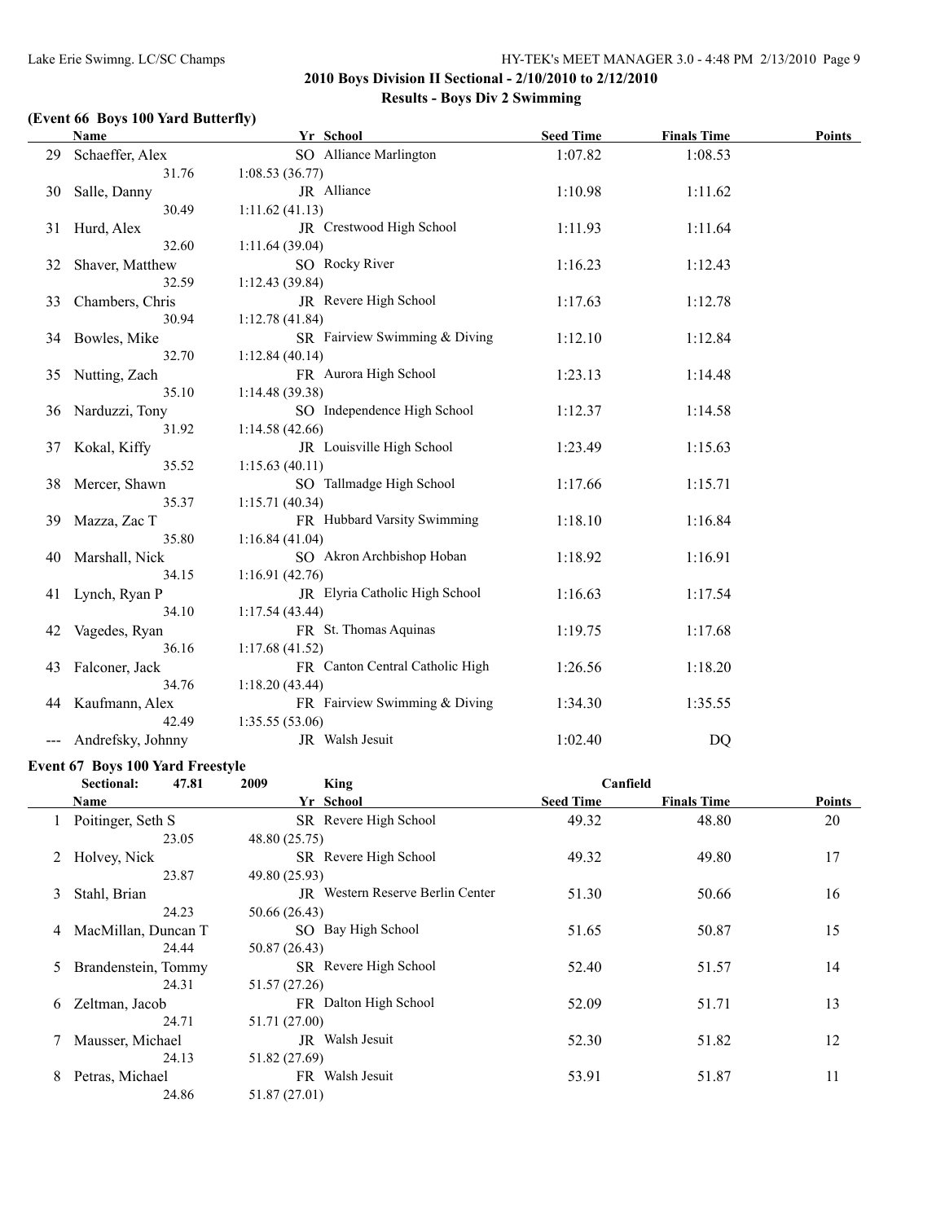## 2010 Boys Division II Sectional - 2/10/2010 to 2/12/2010

## Results - Boys Div 2 Swimming

### (Event 66 Boys 100 Yard Butterfly)

| | Name | Yr | School | Seed Time | Finals Time | Points |
|---|---|---|---|---|---|---|
| 29 | Schaeffer, Alex | SO | Alliance Marlington | 1:07.82 | 1:08.53 | |
| | 31.76 | 1:08.53 (36.77) | | | | |
| 30 | Salle, Danny | JR | Alliance | 1:10.98 | 1:11.62 | |
| | 30.49 | 1:11.62 (41.13) | | | | |
| 31 | Hurd, Alex | JR | Crestwood High School | 1:11.93 | 1:11.64 | |
| | 32.60 | 1:11.64 (39.04) | | | | |
| 32 | Shaver, Matthew | SO | Rocky River | 1:16.23 | 1:12.43 | |
| | 32.59 | 1:12.43 (39.84) | | | | |
| 33 | Chambers, Chris | JR | Revere High School | 1:17.63 | 1:12.78 | |
| | 30.94 | 1:12.78 (41.84) | | | | |
| 34 | Bowles, Mike | SR | Fairview Swimming & Diving | 1:12.10 | 1:12.84 | |
| | 32.70 | 1:12.84 (40.14) | | | | |
| 35 | Nutting, Zach | FR | Aurora High School | 1:23.13 | 1:14.48 | |
| | 35.10 | 1:14.48 (39.38) | | | | |
| 36 | Narduzzi, Tony | SO | Independence High School | 1:12.37 | 1:14.58 | |
| | 31.92 | 1:14.58 (42.66) | | | | |
| 37 | Kokal, Kiffy | JR | Louisville High School | 1:23.49 | 1:15.63 | |
| | 35.52 | 1:15.63 (40.11) | | | | |
| 38 | Mercer, Shawn | SO | Tallmadge High School | 1:17.66 | 1:15.71 | |
| | 35.37 | 1:15.71 (40.34) | | | | |
| 39 | Mazza, Zac T | FR | Hubbard Varsity Swimming | 1:18.10 | 1:16.84 | |
| | 35.80 | 1:16.84 (41.04) | | | | |
| 40 | Marshall, Nick | SO | Akron Archbishop Hoban | 1:18.92 | 1:16.91 | |
| | 34.15 | 1:16.91 (42.76) | | | | |
| 41 | Lynch, Ryan P | JR | Elyria Catholic High School | 1:16.63 | 1:17.54 | |
| | 34.10 | 1:17.54 (43.44) | | | | |
| 42 | Vagedes, Ryan | FR | St. Thomas Aquinas | 1:19.75 | 1:17.68 | |
| | 36.16 | 1:17.68 (41.52) | | | | |
| 43 | Falconer, Jack | FR | Canton Central Catholic High | 1:26.56 | 1:18.20 | |
| | 34.76 | 1:18.20 (43.44) | | | | |
| 44 | Kaufmann, Alex | FR | Fairview Swimming & Diving | 1:34.30 | 1:35.55 | |
| | 42.49 | 1:35.55 (53.06) | | | | |
| --- | Andrefsky, Johnny | JR | Walsh Jesuit | 1:02.40 | DQ | |

### Event 67 Boys 100 Yard Freestyle

Sectional: 47.81 2009 King Canfield

| | Name | Yr | School | Seed Time | Finals Time | Points |
|---|---|---|---|---|---|---|
| 1 | Poitinger, Seth S | SR | Revere High School | 49.32 | 48.80 | 20 |
| | 23.05 | 48.80 (25.75) | | | | |
| 2 | Holvey, Nick | SR | Revere High School | 49.32 | 49.80 | 17 |
| | 23.87 | 49.80 (25.93) | | | | |
| 3 | Stahl, Brian | JR | Western Reserve Berlin Center | 51.30 | 50.66 | 16 |
| | 24.23 | 50.66 (26.43) | | | | |
| 4 | MacMillan, Duncan T | SO | Bay High School | 51.65 | 50.87 | 15 |
| | 24.44 | 50.87 (26.43) | | | | |
| 5 | Brandenstein, Tommy | SR | Revere High School | 52.40 | 51.57 | 14 |
| | 24.31 | 51.57 (27.26) | | | | |
| 6 | Zeltman, Jacob | FR | Dalton High School | 52.09 | 51.71 | 13 |
| | 24.71 | 51.71 (27.00) | | | | |
| 7 | Mausser, Michael | JR | Walsh Jesuit | 52.30 | 51.82 | 12 |
| | 24.13 | 51.82 (27.69) | | | | |
| 8 | Petras, Michael | FR | Walsh Jesuit | 53.91 | 51.87 | 11 |
| | 24.86 | 51.87 (27.01) | | | | |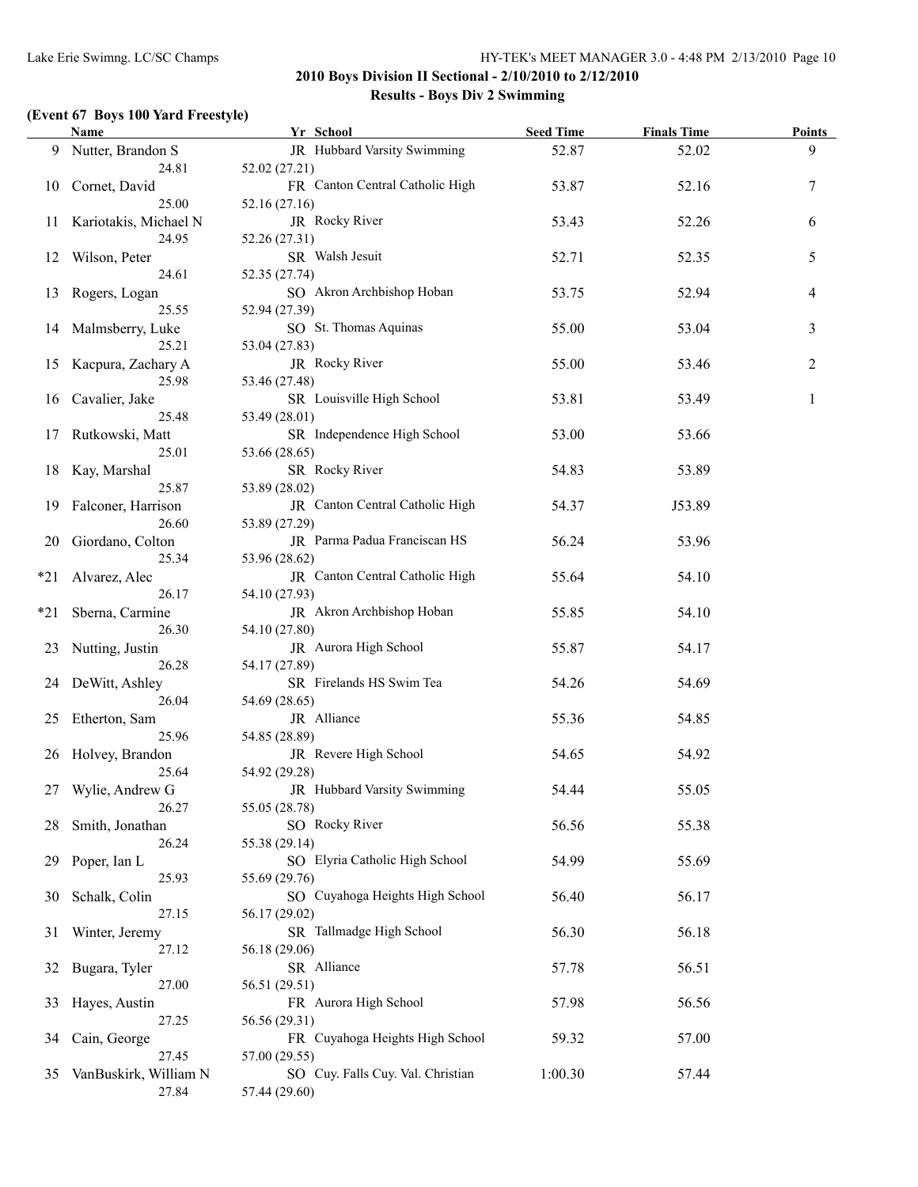## 2010 Boys Division II Sectional - 2/10/2010 to 2/12/2010

### Results - Boys Div 2 Swimming

**(Event 67 Boys 100 Yard Freestyle)**

| | Name | Yr | School | Seed Time | Finals Time | Points |
|---|---|---|---|---|---|---|
| 9 | Nutter, Brandon S | JR | Hubbard Varsity Swimming | 52.87 | 52.02 | 9 |
| | 24.81 | 52.02 (27.21) | | | | |
| 10 | Cornet, David | FR | Canton Central Catholic High | 53.87 | 52.16 | 7 |
| | 25.00 | 52.16 (27.16) | | | | |
| 11 | Kariotakis, Michael N | JR | Rocky River | 53.43 | 52.26 | 6 |
| | 24.95 | 52.26 (27.31) | | | | |
| 12 | Wilson, Peter | SR | Walsh Jesuit | 52.71 | 52.35 | 5 |
| | 24.61 | 52.35 (27.74) | | | | |
| 13 | Rogers, Logan | SO | Akron Archbishop Hoban | 53.75 | 52.94 | 4 |
| | 25.55 | 52.94 (27.39) | | | | |
| 14 | Malmsberry, Luke | SO | St. Thomas Aquinas | 55.00 | 53.04 | 3 |
| | 25.21 | 53.04 (27.83) | | | | |
| 15 | Kacpura, Zachary A | JR | Rocky River | 55.00 | 53.46 | 2 |
| | 25.98 | 53.46 (27.48) | | | | |
| 16 | Cavalier, Jake | SR | Louisville High School | 53.81 | 53.49 | 1 |
| | 25.48 | 53.49 (28.01) | | | | |
| 17 | Rutkowski, Matt | SR | Independence High School | 53.00 | 53.66 | |
| | 25.01 | 53.66 (28.65) | | | | |
| 18 | Kay, Marshal | SR | Rocky River | 54.83 | 53.89 | |
| | 25.87 | 53.89 (28.02) | | | | |
| 19 | Falconer, Harrison | JR | Canton Central Catholic High | 54.37 | J53.89 | |
| | 26.60 | 53.89 (27.29) | | | | |
| 20 | Giordano, Colton | JR | Parma Padua Franciscan HS | 56.24 | 53.96 | |
| | 25.34 | 53.96 (28.62) | | | | |
| *21 | Alvarez, Alec | JR | Canton Central Catholic High | 55.64 | 54.10 | |
| | 26.17 | 54.10 (27.93) | | | | |
| *21 | Sberna, Carmine | JR | Akron Archbishop Hoban | 55.85 | 54.10 | |
| | 26.30 | 54.10 (27.80) | | | | |
| 23 | Nutting, Justin | JR | Aurora High School | 55.87 | 54.17 | |
| | 26.28 | 54.17 (27.89) | | | | |
| 24 | DeWitt, Ashley | SR | Firelands HS Swim Tea | 54.26 | 54.69 | |
| | 26.04 | 54.69 (28.65) | | | | |
| 25 | Etherton, Sam | JR | Alliance | 55.36 | 54.85 | |
| | 25.96 | 54.85 (28.89) | | | | |
| 26 | Holvey, Brandon | JR | Revere High School | 54.65 | 54.92 | |
| | 25.64 | 54.92 (29.28) | | | | |
| 27 | Wylie, Andrew G | JR | Hubbard Varsity Swimming | 54.44 | 55.05 | |
| | 26.27 | 55.05 (28.78) | | | | |
| 28 | Smith, Jonathan | SO | Rocky River | 56.56 | 55.38 | |
| | 26.24 | 55.38 (29.14) | | | | |
| 29 | Poper, Ian L | SO | Elyria Catholic High School | 54.99 | 55.69 | |
| | 25.93 | 55.69 (29.76) | | | | |
| 30 | Schalk, Colin | SO | Cuyahoga Heights High School | 56.40 | 56.17 | |
| | 27.15 | 56.17 (29.02) | | | | |
| 31 | Winter, Jeremy | SR | Tallmadge High School | 56.30 | 56.18 | |
| | 27.12 | 56.18 (29.06) | | | | |
| 32 | Bugara, Tyler | SR | Alliance | 57.78 | 56.51 | |
| | 27.00 | 56.51 (29.51) | | | | |
| 33 | Hayes, Austin | FR | Aurora High School | 57.98 | 56.56 | |
| | 27.25 | 56.56 (29.31) | | | | |
| 34 | Cain, George | FR | Cuyahoga Heights High School | 59.32 | 57.00 | |
| | 27.45 | 57.00 (29.55) | | | | |
| 35 | VanBuskirk, William N | SO | Cuy. Falls Cuy. Val. Christian | 1:00.30 | 57.44 | |
| | 27.84 | 57.44 (29.60) | | | | |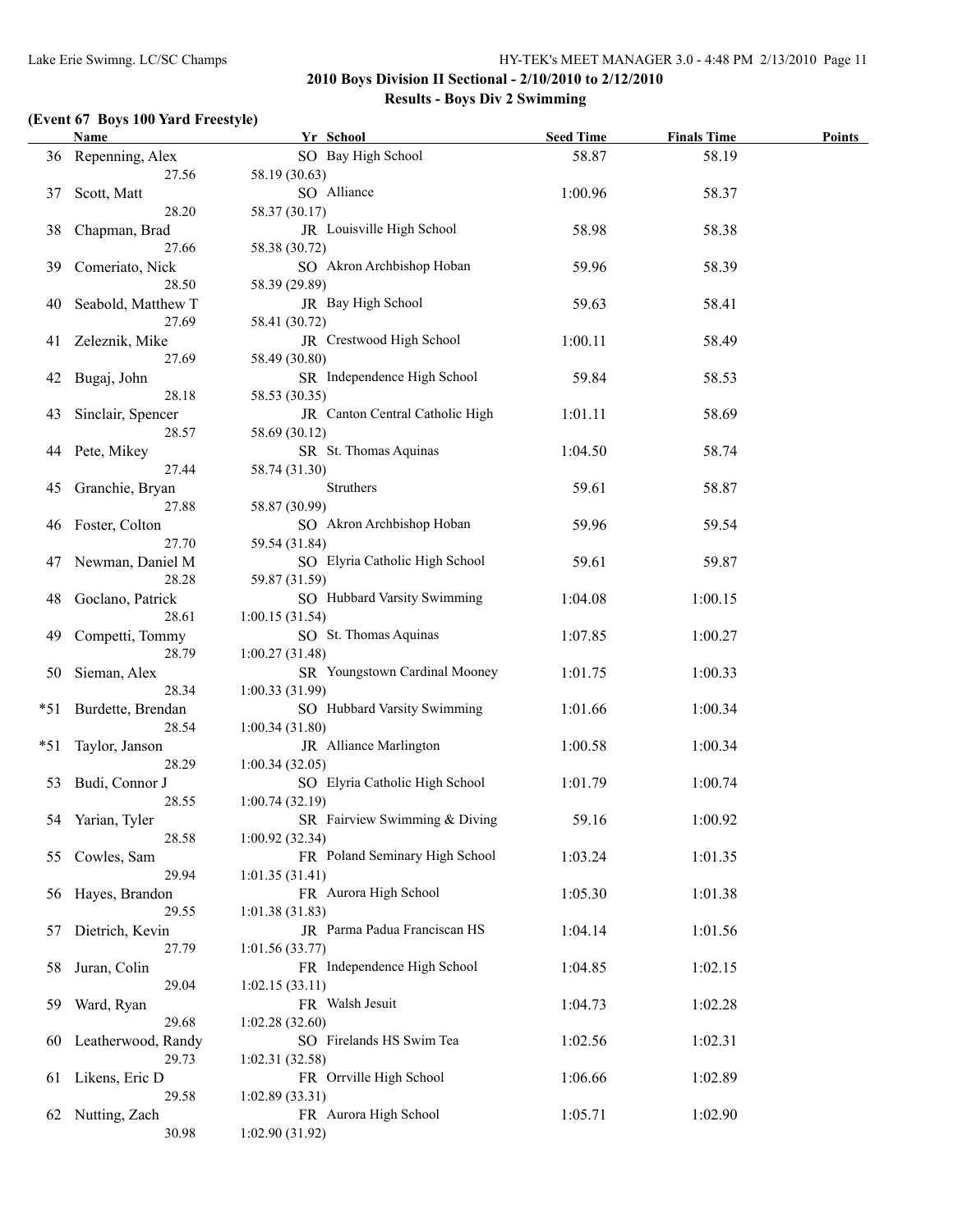## 2010 Boys Division II Sectional - 2/10/2010 to 2/12/2010

### Results - Boys Div 2 Swimming

**(Event 67 Boys 100 Yard Freestyle)**

| | Name | Yr | School | Seed Time | Finals Time | Points |
|---|---|---|---|---|---|---|
| 36 | Repenning, Alex | SO | Bay High School | 58.87 | 58.19 | |
| | 27.56 | 58.19 (30.63) | | | | |
| 37 | Scott, Matt | SO | Alliance | 1:00.96 | 58.37 | |
| | 28.20 | 58.37 (30.17) | | | | |
| 38 | Chapman, Brad | JR | Louisville High School | 58.98 | 58.38 | |
| | 27.66 | 58.38 (30.72) | | | | |
| 39 | Comeriato, Nick | SO | Akron Archbishop Hoban | 59.96 | 58.39 | |
| | 28.50 | 58.39 (29.89) | | | | |
| 40 | Seabold, Matthew T | JR | Bay High School | 59.63 | 58.41 | |
| | 27.69 | 58.41 (30.72) | | | | |
| 41 | Zeleznik, Mike | JR | Crestwood High School | 1:00.11 | 58.49 | |
| | 27.69 | 58.49 (30.80) | | | | |
| 42 | Bugaj, John | SR | Independence High School | 59.84 | 58.53 | |
| | 28.18 | 58.53 (30.35) | | | | |
| 43 | Sinclair, Spencer | JR | Canton Central Catholic High | 1:01.11 | 58.69 | |
| | 28.57 | 58.69 (30.12) | | | | |
| 44 | Pete, Mikey | SR | St. Thomas Aquinas | 1:04.50 | 58.74 | |
| | 27.44 | 58.74 (31.30) | | | | |
| 45 | Granchie, Bryan | | Struthers | 59.61 | 58.87 | |
| | 27.88 | 58.87 (30.99) | | | | |
| 46 | Foster, Colton | SO | Akron Archbishop Hoban | 59.96 | 59.54 | |
| | 27.70 | 59.54 (31.84) | | | | |
| 47 | Newman, Daniel M | SO | Elyria Catholic High School | 59.61 | 59.87 | |
| | 28.28 | 59.87 (31.59) | | | | |
| 48 | Goclano, Patrick | SO | Hubbard Varsity Swimming | 1:04.08 | 1:00.15 | |
| | 28.61 | 1:00.15 (31.54) | | | | |
| 49 | Competti, Tommy | SO | St. Thomas Aquinas | 1:07.85 | 1:00.27 | |
| | 28.79 | 1:00.27 (31.48) | | | | |
| 50 | Sieman, Alex | SR | Youngstown Cardinal Mooney | 1:01.75 | 1:00.33 | |
| | 28.34 | 1:00.33 (31.99) | | | | |
| *51 | Burdette, Brendan | SO | Hubbard Varsity Swimming | 1:01.66 | 1:00.34 | |
| | 28.54 | 1:00.34 (31.80) | | | | |
| *51 | Taylor, Janson | JR | Alliance Marlington | 1:00.58 | 1:00.34 | |
| | 28.29 | 1:00.34 (32.05) | | | | |
| 53 | Budi, Connor J | SO | Elyria Catholic High School | 1:01.79 | 1:00.74 | |
| | 28.55 | 1:00.74 (32.19) | | | | |
| 54 | Yarian, Tyler | SR | Fairview Swimming & Diving | 59.16 | 1:00.92 | |
| | 28.58 | 1:00.92 (32.34) | | | | |
| 55 | Cowles, Sam | FR | Poland Seminary High School | 1:03.24 | 1:01.35 | |
| | 29.94 | 1:01.35 (31.41) | | | | |
| 56 | Hayes, Brandon | FR | Aurora High School | 1:05.30 | 1:01.38 | |
| | 29.55 | 1:01.38 (31.83) | | | | |
| 57 | Dietrich, Kevin | JR | Parma Padua Franciscan HS | 1:04.14 | 1:01.56 | |
| | 27.79 | 1:01.56 (33.77) | | | | |
| 58 | Juran, Colin | FR | Independence High School | 1:04.85 | 1:02.15 | |
| | 29.04 | 1:02.15 (33.11) | | | | |
| 59 | Ward, Ryan | FR | Walsh Jesuit | 1:04.73 | 1:02.28 | |
| | 29.68 | 1:02.28 (32.60) | | | | |
| 60 | Leatherwood, Randy | SO | Firelands HS Swim Tea | 1:02.56 | 1:02.31 | |
| | 29.73 | 1:02.31 (32.58) | | | | |
| 61 | Likens, Eric D | FR | Orrville High School | 1:06.66 | 1:02.89 | |
| | 29.58 | 1:02.89 (33.31) | | | | |
| 62 | Nutting, Zach | FR | Aurora High School | 1:05.71 | 1:02.90 | |
| | 30.98 | 1:02.90 (31.92) | | | | |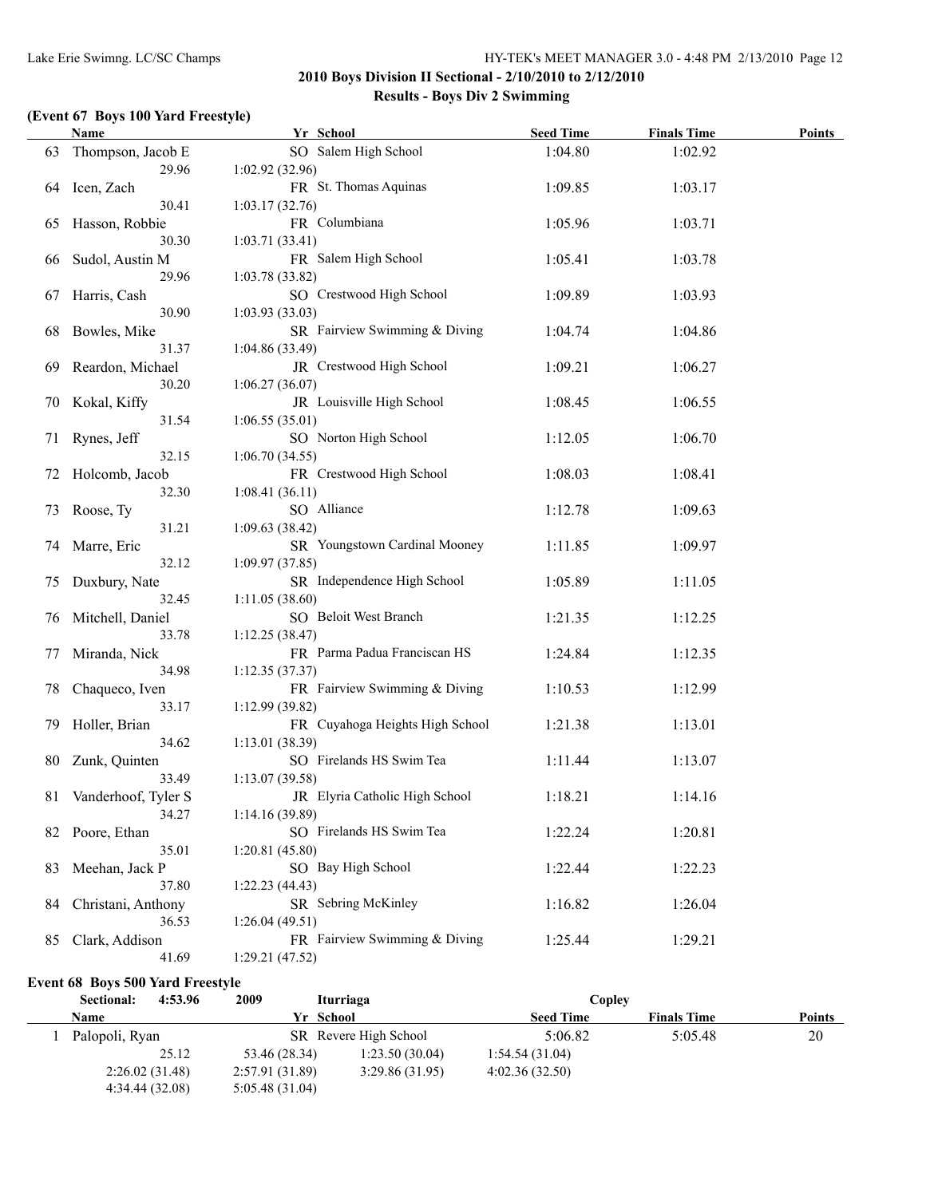## 2010 Boys Division II Sectional - 2/10/2010 to 2/12/2010

### Results - Boys Div 2 Swimming

### (Event 67 Boys 100 Yard Freestyle)

| | Name | Yr | School | Seed Time | Finals Time | Points |
|---|---|---|---|---|---|---|
| 63 | Thompson, Jacob E | SO | Salem High School | 1:04.80 | 1:02.92 | |
| | 29.96 | 1:02.92 (32.96) | | | | |
| 64 | Icen, Zach | FR | St. Thomas Aquinas | 1:09.85 | 1:03.17 | |
| | 30.41 | 1:03.17 (32.76) | | | | |
| 65 | Hasson, Robbie | FR | Columbiana | 1:05.96 | 1:03.71 | |
| | 30.30 | 1:03.71 (33.41) | | | | |
| 66 | Sudol, Austin M | FR | Salem High School | 1:05.41 | 1:03.78 | |
| | 29.96 | 1:03.78 (33.82) | | | | |
| 67 | Harris, Cash | SO | Crestwood High School | 1:09.89 | 1:03.93 | |
| | 30.90 | 1:03.93 (33.03) | | | | |
| 68 | Bowles, Mike | SR | Fairview Swimming & Diving | 1:04.74 | 1:04.86 | |
| | 31.37 | 1:04.86 (33.49) | | | | |
| 69 | Reardon, Michael | JR | Crestwood High School | 1:09.21 | 1:06.27 | |
| | 30.20 | 1:06.27 (36.07) | | | | |
| 70 | Kokal, Kiffy | JR | Louisville High School | 1:08.45 | 1:06.55 | |
| | 31.54 | 1:06.55 (35.01) | | | | |
| 71 | Rynes, Jeff | SO | Norton High School | 1:12.05 | 1:06.70 | |
| | 32.15 | 1:06.70 (34.55) | | | | |
| 72 | Holcomb, Jacob | FR | Crestwood High School | 1:08.03 | 1:08.41 | |
| | 32.30 | 1:08.41 (36.11) | | | | |
| 73 | Roose, Ty | SO | Alliance | 1:12.78 | 1:09.63 | |
| | 31.21 | 1:09.63 (38.42) | | | | |
| 74 | Marre, Eric | SR | Youngstown Cardinal Mooney | 1:11.85 | 1:09.97 | |
| | 32.12 | 1:09.97 (37.85) | | | | |
| 75 | Duxbury, Nate | SR | Independence High School | 1:05.89 | 1:11.05 | |
| | 32.45 | 1:11.05 (38.60) | | | | |
| 76 | Mitchell, Daniel | SO | Beloit West Branch | 1:21.35 | 1:12.25 | |
| | 33.78 | 1:12.25 (38.47) | | | | |
| 77 | Miranda, Nick | FR | Parma Padua Franciscan HS | 1:24.84 | 1:12.35 | |
| | 34.98 | 1:12.35 (37.37) | | | | |
| 78 | Chaqueco, Iven | FR | Fairview Swimming & Diving | 1:10.53 | 1:12.99 | |
| | 33.17 | 1:12.99 (39.82) | | | | |
| 79 | Holler, Brian | FR | Cuyahoga Heights High School | 1:21.38 | 1:13.01 | |
| | 34.62 | 1:13.01 (38.39) | | | | |
| 80 | Zunk, Quinten | SO | Firelands HS Swim Tea | 1:11.44 | 1:13.07 | |
| | 33.49 | 1:13.07 (39.58) | | | | |
| 81 | Vanderhoof, Tyler S | JR | Elyria Catholic High School | 1:18.21 | 1:14.16 | |
| | 34.27 | 1:14.16 (39.89) | | | | |
| 82 | Poore, Ethan | SO | Firelands HS Swim Tea | 1:22.24 | 1:20.81 | |
| | 35.01 | 1:20.81 (45.80) | | | | |
| 83 | Meehan, Jack P | SO | Bay High School | 1:22.44 | 1:22.23 | |
| | 37.80 | 1:22.23 (44.43) | | | | |
| 84 | Christani, Anthony | SR | Sebring McKinley | 1:16.82 | 1:26.04 | |
| | 36.53 | 1:26.04 (49.51) | | | | |
| 85 | Clark, Addison | FR | Fairview Swimming & Diving | 1:25.44 | 1:29.21 | |
| | 41.69 | 1:29.21 (47.52) | | | | |

### Event 68 Boys 500 Yard Freestyle

Sectional: 4:53.96 2009 Iturriaga Copley

| | Name | Yr | School | Seed Time | Finals Time | Points |
|---|---|---|---|---|---|---|
| 1 | Palopoli, Ryan | SR | Revere High School | 5:06.82 | 5:05.48 | 20 |
| | 25.12 | 53.46 (28.34) | 1:23.50 (30.04) | 1:54.54 (31.04) | | |
| | 2:26.02 (31.48) | 2:57.91 (31.89) | 3:29.86 (31.95) | 4:02.36 (32.50) | | |
| | 4:34.44 (32.08) | 5:05.48 (31.04) | | | | |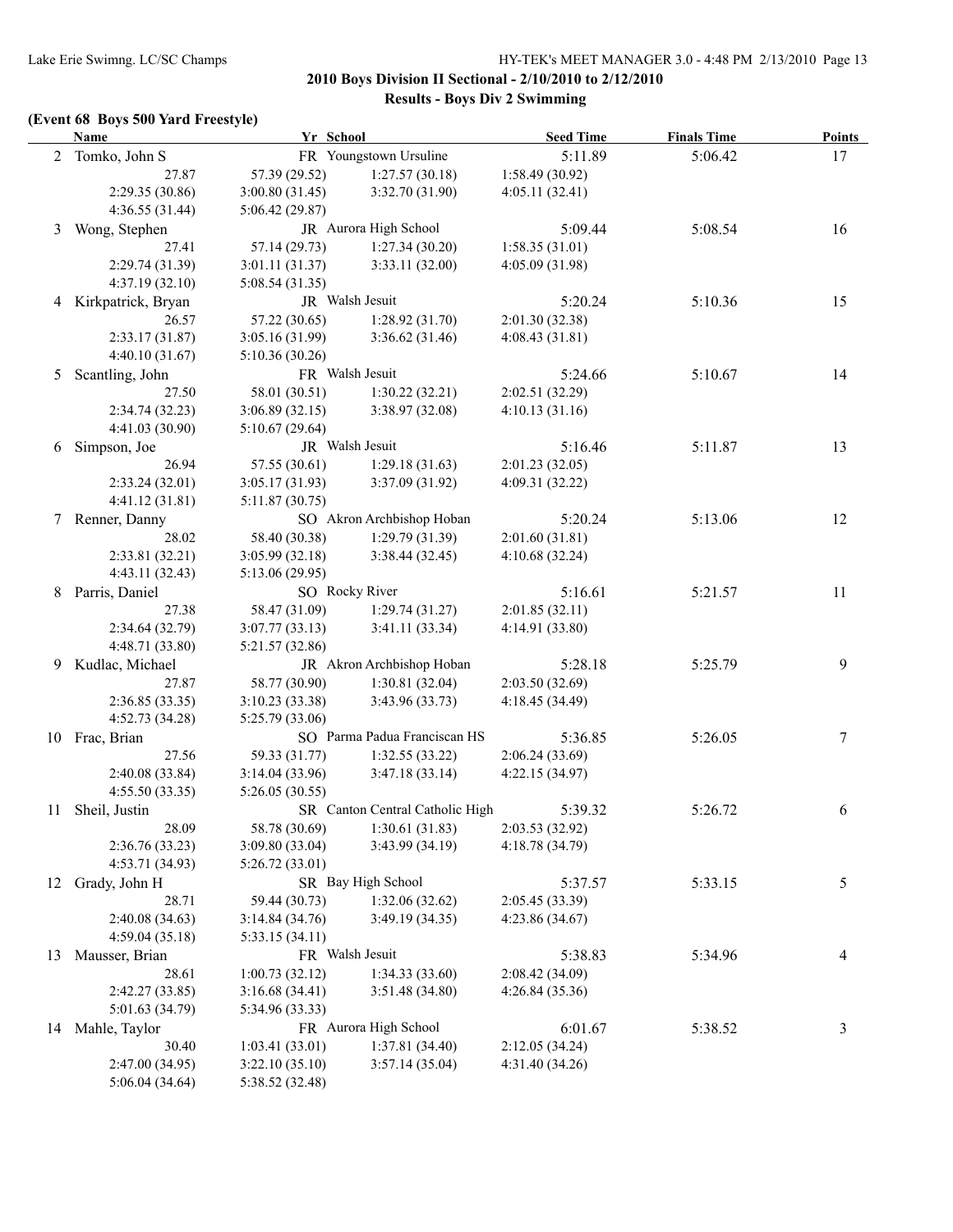## 2010 Boys Division II Sectional - 2/10/2010 to 2/12/2010

## Results - Boys Div 2 Swimming

### (Event 68 Boys 500 Yard Freestyle)

| | Name | Yr | School | Seed Time | Finals Time | Points |
|---|---|---|---|---|---|---|
| 2 | Tomko, John S | FR | Youngstown Ursuline | 5:11.89 | 5:06.42 | 17 |
| | 27.87 | 57.39 (29.52) | 1:27.57 (30.18) | 1:58.49 (30.92) | | |
| | 2:29.35 (30.86) | 3:00.80 (31.45) | 3:32.70 (31.90) | 4:05.11 (32.41) | | |
| | 4:36.55 (31.44) | 5:06.42 (29.87) | | | | |
| 3 | Wong, Stephen | JR | Aurora High School | 5:09.44 | 5:08.54 | 16 |
| | 27.41 | 57.14 (29.73) | 1:27.34 (30.20) | 1:58.35 (31.01) | | |
| | 2:29.74 (31.39) | 3:01.11 (31.37) | 3:33.11 (32.00) | 4:05.09 (31.98) | | |
| | 4:37.19 (32.10) | 5:08.54 (31.35) | | | | |
| 4 | Kirkpatrick, Bryan | JR | Walsh Jesuit | 5:20.24 | 5:10.36 | 15 |
| | 26.57 | 57.22 (30.65) | 1:28.92 (31.70) | 2:01.30 (32.38) | | |
| | 2:33.17 (31.87) | 3:05.16 (31.99) | 3:36.62 (31.46) | 4:08.43 (31.81) | | |
| | 4:40.10 (31.67) | 5:10.36 (30.26) | | | | |
| 5 | Scantling, John | FR | Walsh Jesuit | 5:24.66 | 5:10.67 | 14 |
| | 27.50 | 58.01 (30.51) | 1:30.22 (32.21) | 2:02.51 (32.29) | | |
| | 2:34.74 (32.23) | 3:06.89 (32.15) | 3:38.97 (32.08) | 4:10.13 (31.16) | | |
| | 4:41.03 (30.90) | 5:10.67 (29.64) | | | | |
| 6 | Simpson, Joe | JR | Walsh Jesuit | 5:16.46 | 5:11.87 | 13 |
| | 26.94 | 57.55 (30.61) | 1:29.18 (31.63) | 2:01.23 (32.05) | | |
| | 2:33.24 (32.01) | 3:05.17 (31.93) | 3:37.09 (31.92) | 4:09.31 (32.22) | | |
| | 4:41.12 (31.81) | 5:11.87 (30.75) | | | | |
| 7 | Renner, Danny | SO | Akron Archbishop Hoban | 5:20.24 | 5:13.06 | 12 |
| | 28.02 | 58.40 (30.38) | 1:29.79 (31.39) | 2:01.60 (31.81) | | |
| | 2:33.81 (32.21) | 3:05.99 (32.18) | 3:38.44 (32.45) | 4:10.68 (32.24) | | |
| | 4:43.11 (32.43) | 5:13.06 (29.95) | | | | |
| 8 | Parris, Daniel | SO | Rocky River | 5:16.61 | 5:21.57 | 11 |
| | 27.38 | 58.47 (31.09) | 1:29.74 (31.27) | 2:01.85 (32.11) | | |
| | 2:34.64 (32.79) | 3:07.77 (33.13) | 3:41.11 (33.34) | 4:14.91 (33.80) | | |
| | 4:48.71 (33.80) | 5:21.57 (32.86) | | | | |
| 9 | Kudlac, Michael | JR | Akron Archbishop Hoban | 5:28.18 | 5:25.79 | 9 |
| | 27.87 | 58.77 (30.90) | 1:30.81 (32.04) | 2:03.50 (32.69) | | |
| | 2:36.85 (33.35) | 3:10.23 (33.38) | 3:43.96 (33.73) | 4:18.45 (34.49) | | |
| | 4:52.73 (34.28) | 5:25.79 (33.06) | | | | |
| 10 | Frac, Brian | SO | Parma Padua Franciscan HS | 5:36.85 | 5:26.05 | 7 |
| | 27.56 | 59.33 (31.77) | 1:32.55 (33.22) | 2:06.24 (33.69) | | |
| | 2:40.08 (33.84) | 3:14.04 (33.96) | 3:47.18 (33.14) | 4:22.15 (34.97) | | |
| | 4:55.50 (33.35) | 5:26.05 (30.55) | | | | |
| 11 | Sheil, Justin | SR | Canton Central Catholic High | 5:39.32 | 5:26.72 | 6 |
| | 28.09 | 58.78 (30.69) | 1:30.61 (31.83) | 2:03.53 (32.92) | | |
| | 2:36.76 (33.23) | 3:09.80 (33.04) | 3:43.99 (34.19) | 4:18.78 (34.79) | | |
| | 4:53.71 (34.93) | 5:26.72 (33.01) | | | | |
| 12 | Grady, John H | SR | Bay High School | 5:37.57 | 5:33.15 | 5 |
| | 28.71 | 59.44 (30.73) | 1:32.06 (32.62) | 2:05.45 (33.39) | | |
| | 2:40.08 (34.63) | 3:14.84 (34.76) | 3:49.19 (34.35) | 4:23.86 (34.67) | | |
| | 4:59.04 (35.18) | 5:33.15 (34.11) | | | | |
| 13 | Mausser, Brian | FR | Walsh Jesuit | 5:38.83 | 5:34.96 | 4 |
| | 28.61 | 1:00.73 (32.12) | 1:34.33 (33.60) | 2:08.42 (34.09) | | |
| | 2:42.27 (33.85) | 3:16.68 (34.41) | 3:51.48 (34.80) | 4:26.84 (35.36) | | |
| | 5:01.63 (34.79) | 5:34.96 (33.33) | | | | |
| 14 | Mahle, Taylor | FR | Aurora High School | 6:01.67 | 5:38.52 | 3 |
| | 30.40 | 1:03.41 (33.01) | 1:37.81 (34.40) | 2:12.05 (34.24) | | |
| | 2:47.00 (34.95) | 3:22.10 (35.10) | 3:57.14 (35.04) | 4:31.40 (34.26) | | |
| | 5:06.04 (34.64) | 5:38.52 (32.48) | | | | |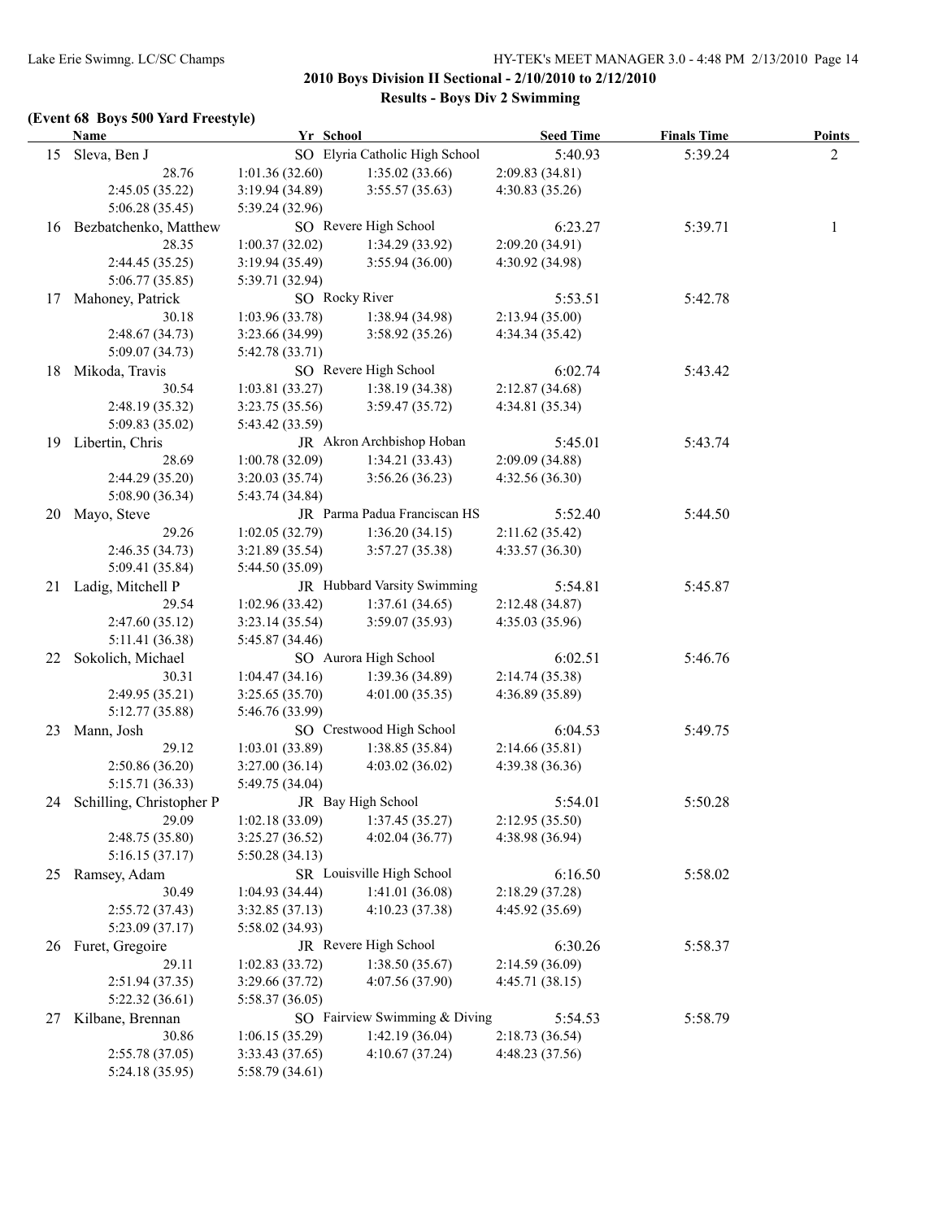## 2010 Boys Division II Sectional - 2/10/2010 to 2/12/2010

### Results - Boys Div 2 Swimming

**(Event 68 Boys 500 Yard Freestyle)**

| | Name | Yr | School | Seed Time | Finals Time | Points |
|---|---|---|---|---|---|---|
| 15 | Sleva, Ben J | SO | Elyria Catholic High School | 5:40.93 | 5:39.24 | 2 |
| | 28.76 | 1:01.36 (32.60) | 1:35.02 (33.66) | 2:09.83 (34.81) | | |
| | 2:45.05 (35.22) | 3:19.94 (34.89) | 3:55.57 (35.63) | 4:30.83 (35.26) | | |
| | 5:06.28 (35.45) | 5:39.24 (32.96) | | | | |
| 16 | Bezbatchenko, Matthew | SO | Revere High School | 6:23.27 | 5:39.71 | 1 |
| | 28.35 | 1:00.37 (32.02) | 1:34.29 (33.92) | 2:09.20 (34.91) | | |
| | 2:44.45 (35.25) | 3:19.94 (35.49) | 3:55.94 (36.00) | 4:30.92 (34.98) | | |
| | 5:06.77 (35.85) | 5:39.71 (32.94) | | | | |
| 17 | Mahoney, Patrick | SO | Rocky River | 5:53.51 | 5:42.78 | |
| | 30.18 | 1:03.96 (33.78) | 1:38.94 (34.98) | 2:13.94 (35.00) | | |
| | 2:48.67 (34.73) | 3:23.66 (34.99) | 3:58.92 (35.26) | 4:34.34 (35.42) | | |
| | 5:09.07 (34.73) | 5:42.78 (33.71) | | | | |
| 18 | Mikoda, Travis | SO | Revere High School | 6:02.74 | 5:43.42 | |
| | 30.54 | 1:03.81 (33.27) | 1:38.19 (34.38) | 2:12.87 (34.68) | | |
| | 2:48.19 (35.32) | 3:23.75 (35.56) | 3:59.47 (35.72) | 4:34.81 (35.34) | | |
| | 5:09.83 (35.02) | 5:43.42 (33.59) | | | | |
| 19 | Libertin, Chris | JR | Akron Archbishop Hoban | 5:45.01 | 5:43.74 | |
| | 28.69 | 1:00.78 (32.09) | 1:34.21 (33.43) | 2:09.09 (34.88) | | |
| | 2:44.29 (35.20) | 3:20.03 (35.74) | 3:56.26 (36.23) | 4:32.56 (36.30) | | |
| | 5:08.90 (36.34) | 5:43.74 (34.84) | | | | |
| 20 | Mayo, Steve | JR | Parma Padua Franciscan HS | 5:52.40 | 5:44.50 | |
| | 29.26 | 1:02.05 (32.79) | 1:36.20 (34.15) | 2:11.62 (35.42) | | |
| | 2:46.35 (34.73) | 3:21.89 (35.54) | 3:57.27 (35.38) | 4:33.57 (36.30) | | |
| | 5:09.41 (35.84) | 5:44.50 (35.09) | | | | |
| 21 | Ladig, Mitchell P | JR | Hubbard Varsity Swimming | 5:54.81 | 5:45.87 | |
| | 29.54 | 1:02.96 (33.42) | 1:37.61 (34.65) | 2:12.48 (34.87) | | |
| | 2:47.60 (35.12) | 3:23.14 (35.54) | 3:59.07 (35.93) | 4:35.03 (35.96) | | |
| | 5:11.41 (36.38) | 5:45.87 (34.46) | | | | |
| 22 | Sokolich, Michael | SO | Aurora High School | 6:02.51 | 5:46.76 | |
| | 30.31 | 1:04.47 (34.16) | 1:39.36 (34.89) | 2:14.74 (35.38) | | |
| | 2:49.95 (35.21) | 3:25.65 (35.70) | 4:01.00 (35.35) | 4:36.89 (35.89) | | |
| | 5:12.77 (35.88) | 5:46.76 (33.99) | | | | |
| 23 | Mann, Josh | SO | Crestwood High School | 6:04.53 | 5:49.75 | |
| | 29.12 | 1:03.01 (33.89) | 1:38.85 (35.84) | 2:14.66 (35.81) | | |
| | 2:50.86 (36.20) | 3:27.00 (36.14) | 4:03.02 (36.02) | 4:39.38 (36.36) | | |
| | 5:15.71 (36.33) | 5:49.75 (34.04) | | | | |
| 24 | Schilling, Christopher P | JR | Bay High School | 5:54.01 | 5:50.28 | |
| | 29.09 | 1:02.18 (33.09) | 1:37.45 (35.27) | 2:12.95 (35.50) | | |
| | 2:48.75 (35.80) | 3:25.27 (36.52) | 4:02.04 (36.77) | 4:38.98 (36.94) | | |
| | 5:16.15 (37.17) | 5:50.28 (34.13) | | | | |
| 25 | Ramsey, Adam | SR | Louisville High School | 6:16.50 | 5:58.02 | |
| | 30.49 | 1:04.93 (34.44) | 1:41.01 (36.08) | 2:18.29 (37.28) | | |
| | 2:55.72 (37.43) | 3:32.85 (37.13) | 4:10.23 (37.38) | 4:45.92 (35.69) | | |
| | 5:23.09 (37.17) | 5:58.02 (34.93) | | | | |
| 26 | Furet, Gregoire | JR | Revere High School | 6:30.26 | 5:58.37 | |
| | 29.11 | 1:02.83 (33.72) | 1:38.50 (35.67) | 2:14.59 (36.09) | | |
| | 2:51.94 (37.35) | 3:29.66 (37.72) | 4:07.56 (37.90) | 4:45.71 (38.15) | | |
| | 5:22.32 (36.61) | 5:58.37 (36.05) | | | | |
| 27 | Kilbane, Brennan | SO | Fairview Swimming & Diving | 5:54.53 | 5:58.79 | |
| | 30.86 | 1:06.15 (35.29) | 1:42.19 (36.04) | 2:18.73 (36.54) | | |
| | 2:55.78 (37.05) | 3:33.43 (37.65) | 4:10.67 (37.24) | 4:48.23 (37.56) | | |
| | 5:24.18 (35.95) | 5:58.79 (34.61) | | | | |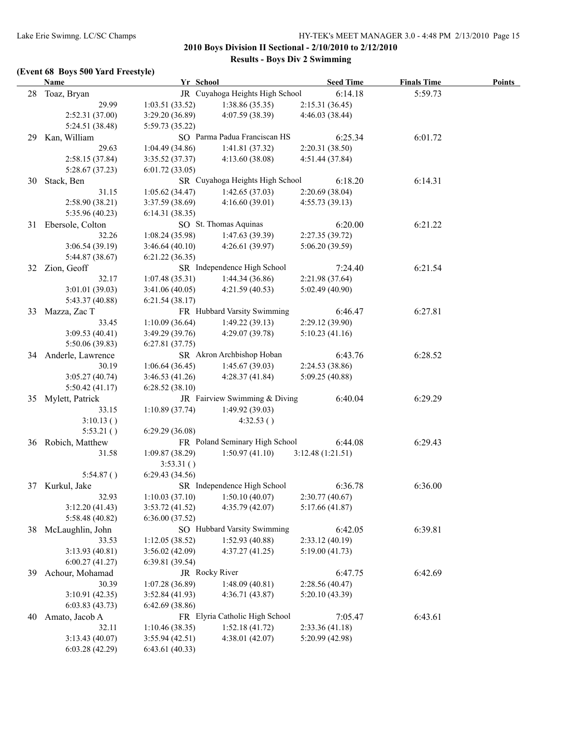## 2010 Boys Division II Sectional - 2/10/2010 to 2/12/2010

### Results - Boys Div 2 Swimming

**(Event 68 Boys 500 Yard Freestyle)**

| | Name | Yr | School | Seed Time | Finals Time | Points |
|---|---|---|---|---|---|---|
| 28 | Toaz, Bryan | JR | Cuyahoga Heights High School | 6:14.18 | 5:59.73 | |
| | 29.99 | 1:03.51 (33.52) | 1:38.86 (35.35) | 2:15.31 (36.45) | | |
| | 2:52.31 (37.00) | 3:29.20 (36.89) | 4:07.59 (38.39) | 4:46.03 (38.44) | | |
| | 5:24.51 (38.48) | 5:59.73 (35.22) | | | | |
| 29 | Kan, William | SO | Parma Padua Franciscan HS | 6:25.34 | 6:01.72 | |
| | 29.63 | 1:04.49 (34.86) | 1:41.81 (37.32) | 2:20.31 (38.50) | | |
| | 2:58.15 (37.84) | 3:35.52 (37.37) | 4:13.60 (38.08) | 4:51.44 (37.84) | | |
| | 5:28.67 (37.23) | 6:01.72 (33.05) | | | | |
| 30 | Stack, Ben | SR | Cuyahoga Heights High School | 6:18.20 | 6:14.31 | |
| | 31.15 | 1:05.62 (34.47) | 1:42.65 (37.03) | 2:20.69 (38.04) | | |
| | 2:58.90 (38.21) | 3:37.59 (38.69) | 4:16.60 (39.01) | 4:55.73 (39.13) | | |
| | 5:35.96 (40.23) | 6:14.31 (38.35) | | | | |
| 31 | Ebersole, Colton | SO | St. Thomas Aquinas | 6:20.00 | 6:21.22 | |
| | 32.26 | 1:08.24 (35.98) | 1:47.63 (39.39) | 2:27.35 (39.72) | | |
| | 3:06.54 (39.19) | 3:46.64 (40.10) | 4:26.61 (39.97) | 5:06.20 (39.59) | | |
| | 5:44.87 (38.67) | 6:21.22 (36.35) | | | | |
| 32 | Zion, Geoff | SR | Independence High School | 7:24.40 | 6:21.54 | |
| | 32.17 | 1:07.48 (35.31) | 1:44.34 (36.86) | 2:21.98 (37.64) | | |
| | 3:01.01 (39.03) | 3:41.06 (40.05) | 4:21.59 (40.53) | 5:02.49 (40.90) | | |
| | 5:43.37 (40.88) | 6:21.54 (38.17) | | | | |
| 33 | Mazza, Zac T | FR | Hubbard Varsity Swimming | 6:46.47 | 6:27.81 | |
| | 33.45 | 1:10.09 (36.64) | 1:49.22 (39.13) | 2:29.12 (39.90) | | |
| | 3:09.53 (40.41) | 3:49.29 (39.76) | 4:29.07 (39.78) | 5:10.23 (41.16) | | |
| | 5:50.06 (39.83) | 6:27.81 (37.75) | | | | |
| 34 | Anderle, Lawrence | SR | Akron Archbishop Hoban | 6:43.76 | 6:28.52 | |
| | 30.19 | 1:06.64 (36.45) | 1:45.67 (39.03) | 2:24.53 (38.86) | | |
| | 3:05.27 (40.74) | 3:46.53 (41.26) | 4:28.37 (41.84) | 5:09.25 (40.88) | | |
| | 5:50.42 (41.17) | 6:28.52 (38.10) | | | | |
| 35 | Mylett, Patrick | JR | Fairview Swimming & Diving | 6:40.04 | 6:29.29 | |
| | 33.15 | 1:10.89 (37.74) | 1:49.92 (39.03) | | | |
| | 3:10.13 ( ) | | 4:32.53 ( ) | | | |
| | 5:53.21 ( ) | 6:29.29 (36.08) | | | | |
| 36 | Robich, Matthew | FR | Poland Seminary High School | 6:44.08 | 6:29.43 | |
| | 31.58 | 1:09.87 (38.29) | 1:50.97 (41.10) | 3:12.48 (1:21.51) | | |
| | | 3:53.31 ( ) | | | | |
| | 5:54.87 ( ) | 6:29.43 (34.56) | | | | |
| 37 | Kurkul, Jake | SR | Independence High School | 6:36.78 | 6:36.00 | |
| | 32.93 | 1:10.03 (37.10) | 1:50.10 (40.07) | 2:30.77 (40.67) | | |
| | 3:12.20 (41.43) | 3:53.72 (41.52) | 4:35.79 (42.07) | 5:17.66 (41.87) | | |
| | 5:58.48 (40.82) | 6:36.00 (37.52) | | | | |
| 38 | McLaughlin, John | SO | Hubbard Varsity Swimming | 6:42.05 | 6:39.81 | |
| | 33.53 | 1:12.05 (38.52) | 1:52.93 (40.88) | 2:33.12 (40.19) | | |
| | 3:13.93 (40.81) | 3:56.02 (42.09) | 4:37.27 (41.25) | 5:19.00 (41.73) | | |
| | 6:00.27 (41.27) | 6:39.81 (39.54) | | | | |
| 39 | Achour, Mohamad | JR | Rocky River | 6:47.75 | 6:42.69 | |
| | 30.39 | 1:07.28 (36.89) | 1:48.09 (40.81) | 2:28.56 (40.47) | | |
| | 3:10.91 (42.35) | 3:52.84 (41.93) | 4:36.71 (43.87) | 5:20.10 (43.39) | | |
| | 6:03.83 (43.73) | 6:42.69 (38.86) | | | | |
| 40 | Amato, Jacob A | FR | Elyria Catholic High School | 7:05.47 | 6:43.61 | |
| | 32.11 | 1:10.46 (38.35) | 1:52.18 (41.72) | 2:33.36 (41.18) | | |
| | 3:13.43 (40.07) | 3:55.94 (42.51) | 4:38.01 (42.07) | 5:20.99 (42.98) | | |
| | 6:03.28 (42.29) | 6:43.61 (40.33) | | | | |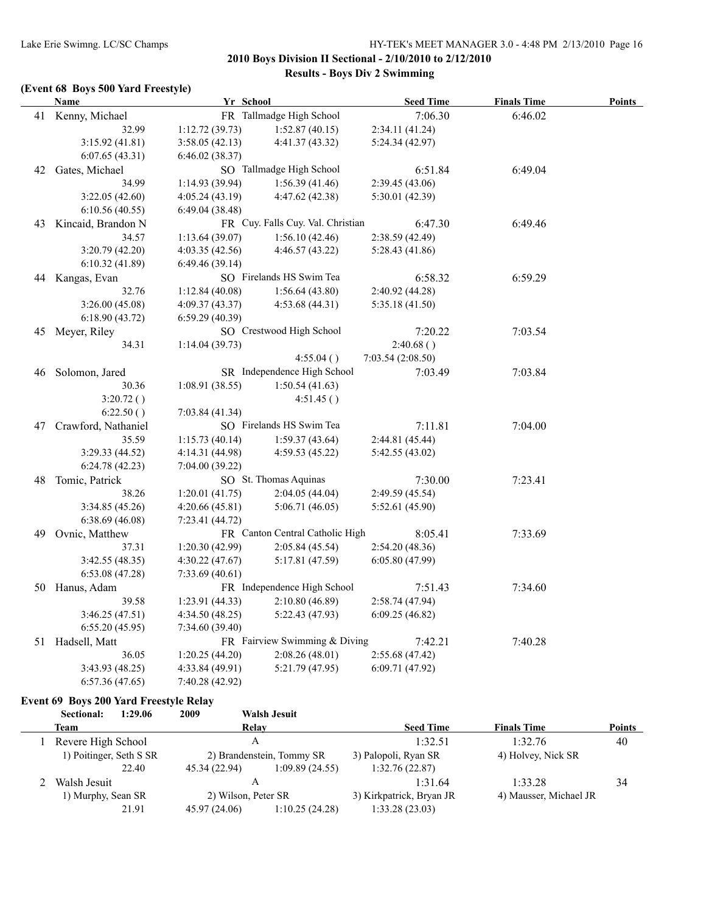## 2010 Boys Division II Sectional - 2/10/2010 to 2/12/2010

### Results - Boys Div 2 Swimming

**(Event 68 Boys 500 Yard Freestyle)**

| | Name | Yr | School | Seed Time | Finals Time | Points |
|---|---|---|---|---|---|---|
| 41 | Kenny, Michael | FR | Tallmadge High School | 7:06.30 | 6:46.02 | |
| | 32.99 | 1:12.72 (39.73) | 1:52.87 (40.15) | 2:34.11 (41.24) | | |
| | 3:15.92 (41.81) | 3:58.05 (42.13) | 4:41.37 (43.32) | 5:24.34 (42.97) | | |
| | 6:07.65 (43.31) | 6:46.02 (38.37) | | | | |
| 42 | Gates, Michael | SO | Tallmadge High School | 6:51.84 | 6:49.04 | |
| | 34.99 | 1:14.93 (39.94) | 1:56.39 (41.46) | 2:39.45 (43.06) | | |
| | 3:22.05 (42.60) | 4:05.24 (43.19) | 4:47.62 (42.38) | 5:30.01 (42.39) | | |
| | 6:10.56 (40.55) | 6:49.04 (38.48) | | | | |
| 43 | Kincaid, Brandon N | FR | Cuy. Falls Cuy. Val. Christian | 6:47.30 | 6:49.46 | |
| | 34.57 | 1:13.64 (39.07) | 1:56.10 (42.46) | 2:38.59 (42.49) | | |
| | 3:20.79 (42.20) | 4:03.35 (42.56) | 4:46.57 (43.22) | 5:28.43 (41.86) | | |
| | 6:10.32 (41.89) | 6:49.46 (39.14) | | | | |
| 44 | Kangas, Evan | SO | Firelands HS Swim Tea | 6:58.32 | 6:59.29 | |
| | 32.76 | 1:12.84 (40.08) | 1:56.64 (43.80) | 2:40.92 (44.28) | | |
| | 3:26.00 (45.08) | 4:09.37 (43.37) | 4:53.68 (44.31) | 5:35.18 (41.50) | | |
| | 6:18.90 (43.72) | 6:59.29 (40.39) | | | | |
| 45 | Meyer, Riley | SO | Crestwood High School | 7:20.22 | 7:03.54 | |
| | 34.31 | 1:14.04 (39.73) | | 2:40.68 ( ) | | |
| | | | 4:55.04 ( ) | 7:03.54 (2:08.50) | | |
| 46 | Solomon, Jared | SR | Independence High School | 7:03.49 | 7:03.84 | |
| | 30.36 | 1:08.91 (38.55) | 1:50.54 (41.63) | | | |
| | 3:20.72 ( ) | | 4:51.45 ( ) | | | |
| | 6:22.50 ( ) | 7:03.84 (41.34) | | | | |
| 47 | Crawford, Nathaniel | SO | Firelands HS Swim Tea | 7:11.81 | 7:04.00 | |
| | 35.59 | 1:15.73 (40.14) | 1:59.37 (43.64) | 2:44.81 (45.44) | | |
| | 3:29.33 (44.52) | 4:14.31 (44.98) | 4:59.53 (45.22) | 5:42.55 (43.02) | | |
| | 6:24.78 (42.23) | 7:04.00 (39.22) | | | | |
| 48 | Tomic, Patrick | SO | St. Thomas Aquinas | 7:30.00 | 7:23.41 | |
| | 38.26 | 1:20.01 (41.75) | 2:04.05 (44.04) | 2:49.59 (45.54) | | |
| | 3:34.85 (45.26) | 4:20.66 (45.81) | 5:06.71 (46.05) | 5:52.61 (45.90) | | |
| | 6:38.69 (46.08) | 7:23.41 (44.72) | | | | |
| 49 | Ovnic, Matthew | FR | Canton Central Catholic High | 8:05.41 | 7:33.69 | |
| | 37.31 | 1:20.30 (42.99) | 2:05.84 (45.54) | 2:54.20 (48.36) | | |
| | 3:42.55 (48.35) | 4:30.22 (47.67) | 5:17.81 (47.59) | 6:05.80 (47.99) | | |
| | 6:53.08 (47.28) | 7:33.69 (40.61) | | | | |
| 50 | Hanus, Adam | FR | Independence High School | 7:51.43 | 7:34.60 | |
| | 39.58 | 1:23.91 (44.33) | 2:10.80 (46.89) | 2:58.74 (47.94) | | |
| | 3:46.25 (47.51) | 4:34.50 (48.25) | 5:22.43 (47.93) | 6:09.25 (46.82) | | |
| | 6:55.20 (45.95) | 7:34.60 (39.40) | | | | |
| 51 | Hadsell, Matt | FR | Fairview Swimming & Diving | 7:42.21 | 7:40.28 | |
| | 36.05 | 1:20.25 (44.20) | 2:08.26 (48.01) | 2:55.68 (47.42) | | |
| | 3:43.93 (48.25) | 4:33.84 (49.91) | 5:21.79 (47.95) | 6:09.71 (47.92) | | |
| | 6:57.36 (47.65) | 7:40.28 (42.92) | | | | |

### Event 69 Boys 200 Yard Freestyle Relay

**Sectional: 1:29.06 2009 Walsh Jesuit**

| | Team | Relay | | Seed Time | Finals Time | Points |
|---|---|---|---|---|---|---|
| 1 | Revere High School | A | | 1:32.51 | 1:32.76 | 40 |
| | 1) Poitinger, Seth S SR | 2) Brandenstein, Tommy SR | | 3) Palopoli, Ryan SR | 4) Holvey, Nick SR | |
| | 22.40 | 45.34 (22.94) | 1:09.89 (24.55) | 1:32.76 (22.87) | | |
| 2 | Walsh Jesuit | A | | 1:31.64 | 1:33.28 | 34 |
| | 1) Murphy, Sean SR | 2) Wilson, Peter SR | | 3) Kirkpatrick, Bryan JR | 4) Mausser, Michael JR | |
| | 21.91 | 45.97 (24.06) | 1:10.25 (24.28) | 1:33.28 (23.03) | | |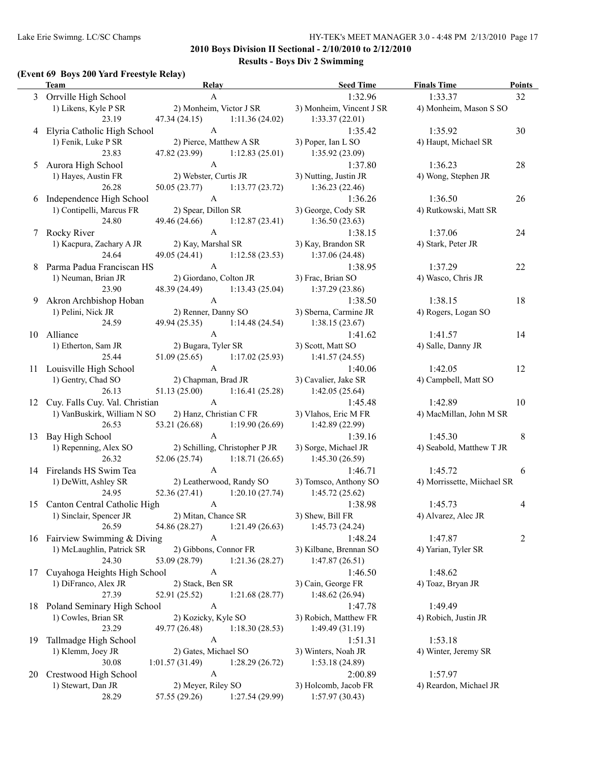**2010 Boys Division II Sectional - 2/10/2010 to 2/12/2010**

**Results - Boys Div 2 Swimming**

### (Event 69 Boys 200 Yard Freestyle Relay)

| | Team | Relay | Seed Time | Finals Time | Points |
|---|---|---|---|---|---|
| 3 | Orrville High School | A | 1:32.96 | 1:33.37 | 32 |
| | 1) Likens, Kyle P SR | 2) Monheim, Victor J SR | 3) Monheim, Vincent J SR | 4) Monheim, Mason S SO | |
| | 23.19 | 47.34 (24.15) 1:11.36 (24.02) | 1:33.37 (22.01) | | |
| 4 | Elyria Catholic High School | A | 1:35.42 | 1:35.92 | 30 |
| | 1) Fenik, Luke P SR | 2) Pierce, Matthew A SR | 3) Poper, Ian L SO | 4) Haupt, Michael SR | |
| | 23.83 | 47.82 (23.99) 1:12.83 (25.01) | 1:35.92 (23.09) | | |
| 5 | Aurora High School | A | 1:37.80 | 1:36.23 | 28 |
| | 1) Hayes, Austin FR | 2) Webster, Curtis JR | 3) Nutting, Justin JR | 4) Wong, Stephen JR | |
| | 26.28 | 50.05 (23.77) 1:13.77 (23.72) | 1:36.23 (22.46) | | |
| 6 | Independence High School | A | 1:36.26 | 1:36.50 | 26 |
| | 1) Contipelli, Marcus FR | 2) Spear, Dillon SR | 3) George, Cody SR | 4) Rutkowski, Matt SR | |
| | 24.80 | 49.46 (24.66) 1:12.87 (23.41) | 1:36.50 (23.63) | | |
| 7 | Rocky River | A | 1:38.15 | 1:37.06 | 24 |
| | 1) Kacpura, Zachary A JR | 2) Kay, Marshal SR | 3) Kay, Brandon SR | 4) Stark, Peter JR | |
| | 24.64 | 49.05 (24.41) 1:12.58 (23.53) | 1:37.06 (24.48) | | |
| 8 | Parma Padua Franciscan HS | A | 1:38.95 | 1:37.29 | 22 |
| | 1) Neuman, Brian JR | 2) Giordano, Colton JR | 3) Frac, Brian SO | 4) Wasco, Chris JR | |
| | 23.90 | 48.39 (24.49) 1:13.43 (25.04) | 1:37.29 (23.86) | | |
| 9 | Akron Archbishop Hoban | A | 1:38.50 | 1:38.15 | 18 |
| | 1) Pelini, Nick JR | 2) Renner, Danny SO | 3) Sberna, Carmine JR | 4) Rogers, Logan SO | |
| | 24.59 | 49.94 (25.35) 1:14.48 (24.54) | 1:38.15 (23.67) | | |
| 10 | Alliance | A | 1:41.62 | 1:41.57 | 14 |
| | 1) Etherton, Sam JR | 2) Bugara, Tyler SR | 3) Scott, Matt SO | 4) Salle, Danny JR | |
| | 25.44 | 51.09 (25.65) 1:17.02 (25.93) | 1:41.57 (24.55) | | |
| 11 | Louisville High School | A | 1:40.06 | 1:42.05 | 12 |
| | 1) Gentry, Chad SO | 2) Chapman, Brad JR | 3) Cavalier, Jake SR | 4) Campbell, Matt SO | |
| | 26.13 | 51.13 (25.00) 1:16.41 (25.28) | 1:42.05 (25.64) | | |
| 12 | Cuy. Falls Cuy. Val. Christian | A | 1:45.48 | 1:42.89 | 10 |
| | 1) VanBuskirk, William N SO | 2) Hanz, Christian C FR | 3) Vlahos, Eric M FR | 4) MacMillan, John M SR | |
| | 26.53 | 53.21 (26.68) 1:19.90 (26.69) | 1:42.89 (22.99) | | |
| 13 | Bay High School | A | 1:39.16 | 1:45.30 | 8 |
| | 1) Repenning, Alex SO | 2) Schilling, Christopher P JR | 3) Sorge, Michael JR | 4) Seabold, Matthew T JR | |
| | 26.32 | 52.06 (25.74) 1:18.71 (26.65) | 1:45.30 (26.59) | | |
| 14 | Firelands HS Swim Tea | A | 1:46.71 | 1:45.72 | 6 |
| | 1) DeWitt, Ashley SR | 2) Leatherwood, Randy SO | 3) Tomsco, Anthony SO | 4) Morrissette, Miichael SR | |
| | 24.95 | 52.36 (27.41) 1:20.10 (27.74) | 1:45.72 (25.62) | | |
| 15 | Canton Central Catholic High | A | 1:38.98 | 1:45.73 | 4 |
| | 1) Sinclair, Spencer JR | 2) Mitan, Chance SR | 3) Shew, Bill FR | 4) Alvarez, Alec JR | |
| | 26.59 | 54.86 (28.27) 1:21.49 (26.63) | 1:45.73 (24.24) | | |
| 16 | Fairview Swimming & Diving | A | 1:48.24 | 1:47.87 | 2 |
| | 1) McLaughlin, Patrick SR | 2) Gibbons, Connor FR | 3) Kilbane, Brennan SO | 4) Yarian, Tyler SR | |
| | 24.30 | 53.09 (28.79) 1:21.36 (28.27) | 1:47.87 (26.51) | | |
| 17 | Cuyahoga Heights High School | A | 1:46.50 | 1:48.62 | |
| | 1) DiFranco, Alex JR | 2) Stack, Ben SR | 3) Cain, George FR | 4) Toaz, Bryan JR | |
| | 27.39 | 52.91 (25.52) 1:21.68 (28.77) | 1:48.62 (26.94) | | |
| 18 | Poland Seminary High School | A | 1:47.78 | 1:49.49 | |
| | 1) Cowles, Brian SR | 2) Kozicky, Kyle SO | 3) Robich, Matthew FR | 4) Robich, Justin JR | |
| | 23.29 | 49.77 (26.48) 1:18.30 (28.53) | 1:49.49 (31.19) | | |
| 19 | Tallmadge High School | A | 1:51.31 | 1:53.18 | |
| | 1) Klemm, Joey JR | 2) Gates, Michael SO | 3) Winters, Noah JR | 4) Winter, Jeremy SR | |
| | 30.08 | 1:01.57 (31.49) 1:28.29 (26.72) | 1:53.18 (24.89) | | |
| 20 | Crestwood High School | A | 2:00.89 | 1:57.97 | |
| | 1) Stewart, Dan JR | 2) Meyer, Riley SO | 3) Holcomb, Jacob FR | 4) Reardon, Michael JR | |
| | 28.29 | 57.55 (29.26) 1:27.54 (29.99) | 1:57.97 (30.43) | | |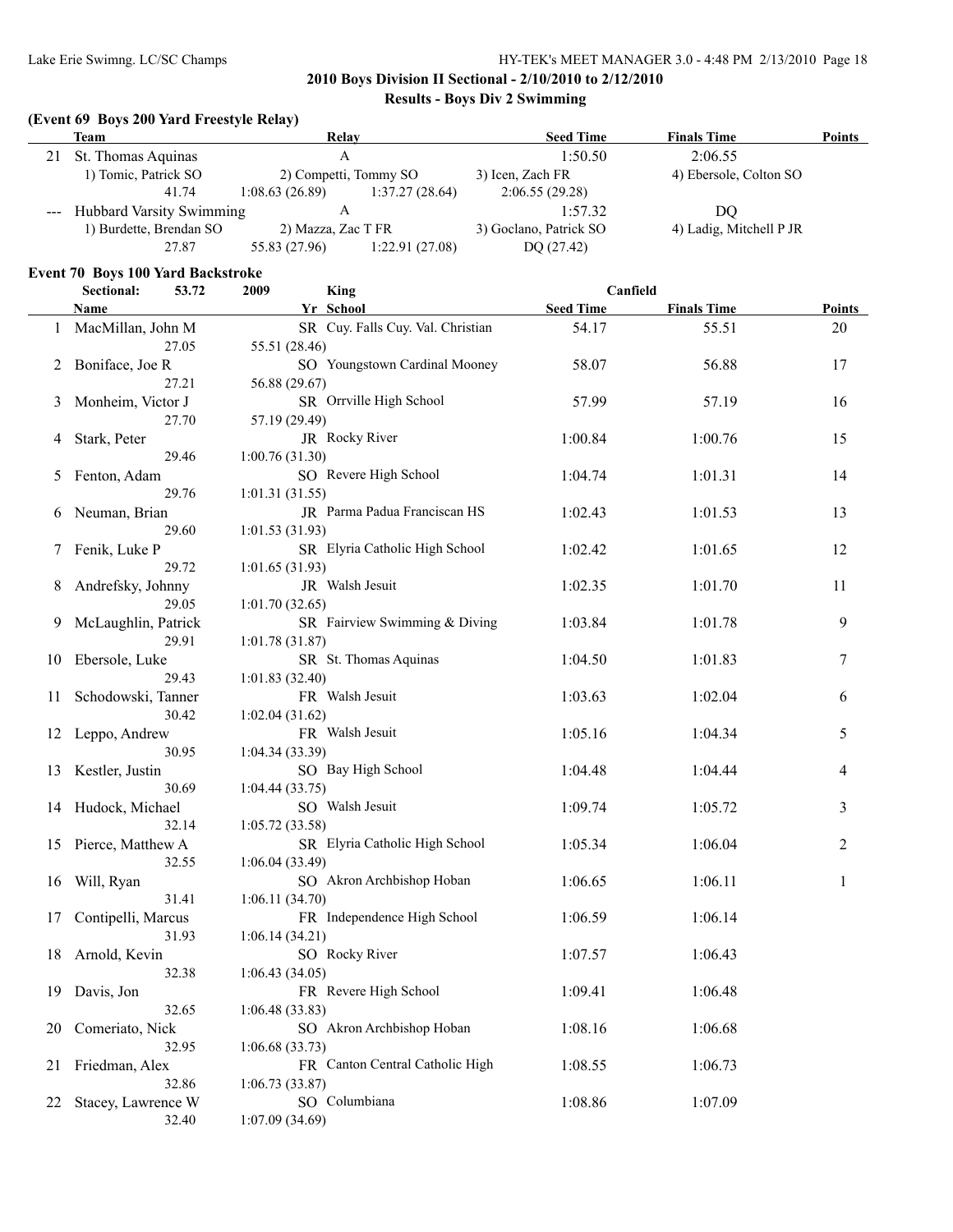## 2010 Boys Division II Sectional - 2/10/2010 to 2/12/2010

### Results - Boys Div 2 Swimming

**(Event 69 Boys 200 Yard Freestyle Relay)**

| | Team | Relay | | Seed Time | Finals Time | Points |
|---|---|---|---|---|---|---|
| 21 | St. Thomas Aquinas | A | | 1:50.50 | 2:06.55 | |
| | 1) Tomic, Patrick SO | 2) Competti, Tommy SO | | 3) Icen, Zach FR | 4) Ebersole, Colton SO | |
| | 41.74 | 1:08.63 (26.89) | 1:37.27 (28.64) | 2:06.55 (29.28) | | |
| --- | Hubbard Varsity Swimming | A | | 1:57.32 | DQ | |
| | 1) Burdette, Brendan SO | 2) Mazza, Zac T FR | | 3) Goclano, Patrick SO | 4) Ladig, Mitchell P JR | |
| | 27.87 | 55.83 (27.96) | 1:22.91 (27.08) | DQ (27.42) | | |

### Event 70 Boys 100 Yard Backstroke

Sectional: 53.72 2009 King Canfield

| | Name | Yr | School | Seed Time | Finals Time | Points |
|---|---|---|---|---|---|---|
| 1 | MacMillan, John M | SR | Cuy. Falls Cuy. Val. Christian | 54.17 | 55.51 | 20 |
| | 27.05 | 55.51 (28.46) | | | | |
| 2 | Boniface, Joe R | SO | Youngstown Cardinal Mooney | 58.07 | 56.88 | 17 |
| | 27.21 | 56.88 (29.67) | | | | |
| 3 | Monheim, Victor J | SR | Orrville High School | 57.99 | 57.19 | 16 |
| | 27.70 | 57.19 (29.49) | | | | |
| 4 | Stark, Peter | JR | Rocky River | 1:00.84 | 1:00.76 | 15 |
| | 29.46 | 1:00.76 (31.30) | | | | |
| 5 | Fenton, Adam | SO | Revere High School | 1:04.74 | 1:01.31 | 14 |
| | 29.76 | 1:01.31 (31.55) | | | | |
| 6 | Neuman, Brian | JR | Parma Padua Franciscan HS | 1:02.43 | 1:01.53 | 13 |
| | 29.60 | 1:01.53 (31.93) | | | | |
| 7 | Fenik, Luke P | SR | Elyria Catholic High School | 1:02.42 | 1:01.65 | 12 |
| | 29.72 | 1:01.65 (31.93) | | | | |
| 8 | Andrefsky, Johnny | JR | Walsh Jesuit | 1:02.35 | 1:01.70 | 11 |
| | 29.05 | 1:01.70 (32.65) | | | | |
| 9 | McLaughlin, Patrick | SR | Fairview Swimming & Diving | 1:03.84 | 1:01.78 | 9 |
| | 29.91 | 1:01.78 (31.87) | | | | |
| 10 | Ebersole, Luke | SR | St. Thomas Aquinas | 1:04.50 | 1:01.83 | 7 |
| | 29.43 | 1:01.83 (32.40) | | | | |
| 11 | Schodowski, Tanner | FR | Walsh Jesuit | 1:03.63 | 1:02.04 | 6 |
| | 30.42 | 1:02.04 (31.62) | | | | |
| 12 | Leppo, Andrew | FR | Walsh Jesuit | 1:05.16 | 1:04.34 | 5 |
| | 30.95 | 1:04.34 (33.39) | | | | |
| 13 | Kestler, Justin | SO | Bay High School | 1:04.48 | 1:04.44 | 4 |
| | 30.69 | 1:04.44 (33.75) | | | | |
| 14 | Hudock, Michael | SO | Walsh Jesuit | 1:09.74 | 1:05.72 | 3 |
| | 32.14 | 1:05.72 (33.58) | | | | |
| 15 | Pierce, Matthew A | SR | Elyria Catholic High School | 1:05.34 | 1:06.04 | 2 |
| | 32.55 | 1:06.04 (33.49) | | | | |
| 16 | Will, Ryan | SO | Akron Archbishop Hoban | 1:06.65 | 1:06.11 | 1 |
| | 31.41 | 1:06.11 (34.70) | | | | |
| 17 | Contipelli, Marcus | FR | Independence High School | 1:06.59 | 1:06.14 | |
| | 31.93 | 1:06.14 (34.21) | | | | |
| 18 | Arnold, Kevin | SO | Rocky River | 1:07.57 | 1:06.43 | |
| | 32.38 | 1:06.43 (34.05) | | | | |
| 19 | Davis, Jon | FR | Revere High School | 1:09.41 | 1:06.48 | |
| | 32.65 | 1:06.48 (33.83) | | | | |
| 20 | Comeriato, Nick | SO | Akron Archbishop Hoban | 1:08.16 | 1:06.68 | |
| | 32.95 | 1:06.68 (33.73) | | | | |
| 21 | Friedman, Alex | FR | Canton Central Catholic High | 1:08.55 | 1:06.73 | |
| | 32.86 | 1:06.73 (33.87) | | | | |
| 22 | Stacey, Lawrence W | SO | Columbiana | 1:08.86 | 1:07.09 | |
| | 32.40 | 1:07.09 (34.69) | | | | |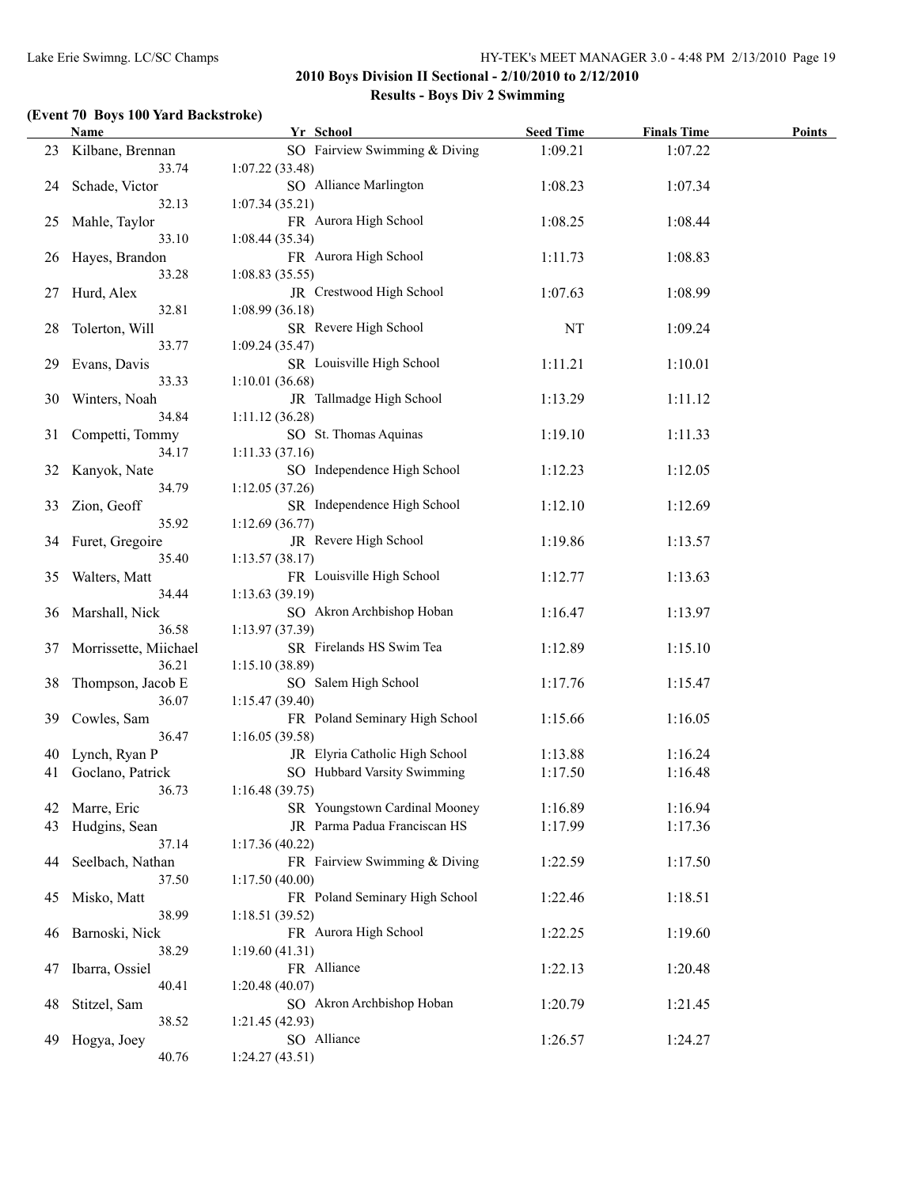## 2010 Boys Division II Sectional - 2/10/2010 to 2/12/2010

### Results - Boys Div 2 Swimming

**(Event 70 Boys 100 Yard Backstroke)**

| | Name | Yr | School | Seed Time | Finals Time | Points |
|---|---|---|---|---|---|---|
| 23 | Kilbane, Brennan | SO | Fairview Swimming & Diving | 1:09.21 | 1:07.22 | |
| | 33.74 | | 1:07.22 (33.48) | | | |
| 24 | Schade, Victor | SO | Alliance Marlington | 1:08.23 | 1:07.34 | |
| | 32.13 | | 1:07.34 (35.21) | | | |
| 25 | Mahle, Taylor | FR | Aurora High School | 1:08.25 | 1:08.44 | |
| | 33.10 | | 1:08.44 (35.34) | | | |
| 26 | Hayes, Brandon | FR | Aurora High School | 1:11.73 | 1:08.83 | |
| | 33.28 | | 1:08.83 (35.55) | | | |
| 27 | Hurd, Alex | JR | Crestwood High School | 1:07.63 | 1:08.99 | |
| | 32.81 | | 1:08.99 (36.18) | | | |
| 28 | Tolerton, Will | SR | Revere High School | NT | 1:09.24 | |
| | 33.77 | | 1:09.24 (35.47) | | | |
| 29 | Evans, Davis | SR | Louisville High School | 1:11.21 | 1:10.01 | |
| | 33.33 | | 1:10.01 (36.68) | | | |
| 30 | Winters, Noah | JR | Tallmadge High School | 1:13.29 | 1:11.12 | |
| | 34.84 | | 1:11.12 (36.28) | | | |
| 31 | Competti, Tommy | SO | St. Thomas Aquinas | 1:19.10 | 1:11.33 | |
| | 34.17 | | 1:11.33 (37.16) | | | |
| 32 | Kanyok, Nate | SO | Independence High School | 1:12.23 | 1:12.05 | |
| | 34.79 | | 1:12.05 (37.26) | | | |
| 33 | Zion, Geoff | SR | Independence High School | 1:12.10 | 1:12.69 | |
| | 35.92 | | 1:12.69 (36.77) | | | |
| 34 | Furet, Gregoire | JR | Revere High School | 1:19.86 | 1:13.57 | |
| | 35.40 | | 1:13.57 (38.17) | | | |
| 35 | Walters, Matt | FR | Louisville High School | 1:12.77 | 1:13.63 | |
| | 34.44 | | 1:13.63 (39.19) | | | |
| 36 | Marshall, Nick | SO | Akron Archbishop Hoban | 1:16.47 | 1:13.97 | |
| | 36.58 | | 1:13.97 (37.39) | | | |
| 37 | Morrissette, Miichael | SR | Firelands HS Swim Tea | 1:12.89 | 1:15.10 | |
| | 36.21 | | 1:15.10 (38.89) | | | |
| 38 | Thompson, Jacob E | SO | Salem High School | 1:17.76 | 1:15.47 | |
| | 36.07 | | 1:15.47 (39.40) | | | |
| 39 | Cowles, Sam | FR | Poland Seminary High School | 1:15.66 | 1:16.05 | |
| | 36.47 | | 1:16.05 (39.58) | | | |
| 40 | Lynch, Ryan P | JR | Elyria Catholic High School | 1:13.88 | 1:16.24 | |
| 41 | Goclano, Patrick | SO | Hubbard Varsity Swimming | 1:17.50 | 1:16.48 | |
| | 36.73 | | 1:16.48 (39.75) | | | |
| 42 | Marre, Eric | SR | Youngstown Cardinal Mooney | 1:16.89 | 1:16.94 | |
| 43 | Hudgins, Sean | JR | Parma Padua Franciscan HS | 1:17.99 | 1:17.36 | |
| | 37.14 | | 1:17.36 (40.22) | | | |
| 44 | Seelbach, Nathan | FR | Fairview Swimming & Diving | 1:22.59 | 1:17.50 | |
| | 37.50 | | 1:17.50 (40.00) | | | |
| 45 | Misko, Matt | FR | Poland Seminary High School | 1:22.46 | 1:18.51 | |
| | 38.99 | | 1:18.51 (39.52) | | | |
| 46 | Barnoski, Nick | FR | Aurora High School | 1:22.25 | 1:19.60 | |
| | 38.29 | | 1:19.60 (41.31) | | | |
| 47 | Ibarra, Ossiel | FR | Alliance | 1:22.13 | 1:20.48 | |
| | 40.41 | | 1:20.48 (40.07) | | | |
| 48 | Stitzel, Sam | SO | Akron Archbishop Hoban | 1:20.79 | 1:21.45 | |
| | 38.52 | | 1:21.45 (42.93) | | | |
| 49 | Hogya, Joey | SO | Alliance | 1:26.57 | 1:24.27 | |
| | 40.76 | | 1:24.27 (43.51) | | | |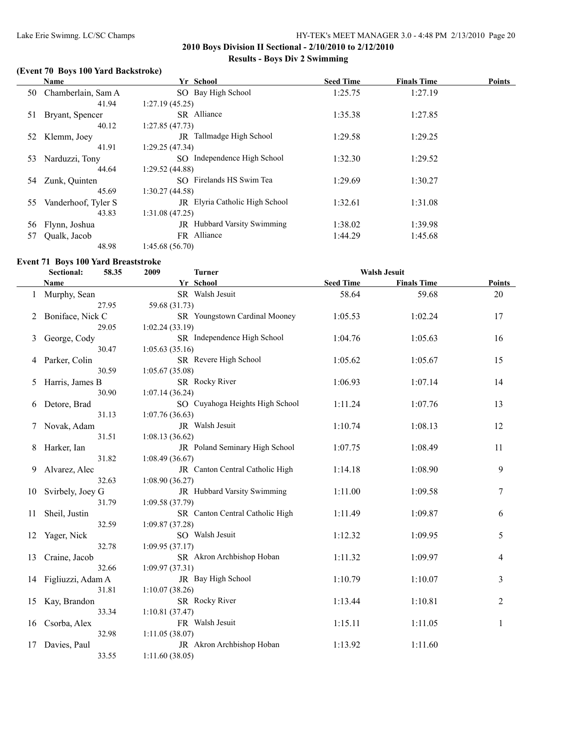## 2010 Boys Division II Sectional - 2/10/2010 to 2/12/2010

## Results - Boys Div 2 Swimming

### (Event 70 Boys 100 Yard Backstroke)

| | Name | Yr | School | Seed Time | Finals Time | Points |
|---|---|---|---|---|---|---|
| 50 | Chamberlain, Sam A | SO | Bay High School | 1:25.75 | 1:27.19 | |
| | 41.94 | 1:27.19 (45.25) | | | | |
| 51 | Bryant, Spencer | SR | Alliance | 1:35.38 | 1:27.85 | |
| | 40.12 | 1:27.85 (47.73) | | | | |
| 52 | Klemm, Joey | JR | Tallmadge High School | 1:29.58 | 1:29.25 | |
| | 41.91 | 1:29.25 (47.34) | | | | |
| 53 | Narduzzi, Tony | SO | Independence High School | 1:32.30 | 1:29.52 | |
| | 44.64 | 1:29.52 (44.88) | | | | |
| 54 | Zunk, Quinten | SO | Firelands HS Swim Tea | 1:29.69 | 1:30.27 | |
| | 45.69 | 1:30.27 (44.58) | | | | |
| 55 | Vanderhoof, Tyler S | JR | Elyria Catholic High School | 1:32.61 | 1:31.08 | |
| | 43.83 | 1:31.08 (47.25) | | | | |
| 56 | Flynn, Joshua | JR | Hubbard Varsity Swimming | 1:38.02 | 1:39.98 | |
| 57 | Qualk, Jacob | FR | Alliance | 1:44.29 | 1:45.68 | |
| | 48.98 | 1:45.68 (56.70) | | | | |

### Event 71 Boys 100 Yard Breaststroke

Sectional: 58.35 2009 Turner Walsh Jesuit

| | Name | Yr | School | Seed Time | Finals Time | Points |
|---|---|---|---|---|---|---|
| 1 | Murphy, Sean | SR | Walsh Jesuit | 58.64 | 59.68 | 20 |
| | 27.95 | 59.68 (31.73) | | | | |
| 2 | Boniface, Nick C | SR | Youngstown Cardinal Mooney | 1:05.53 | 1:02.24 | 17 |
| | 29.05 | 1:02.24 (33.19) | | | | |
| 3 | George, Cody | SR | Independence High School | 1:04.76 | 1:05.63 | 16 |
| | 30.47 | 1:05.63 (35.16) | | | | |
| 4 | Parker, Colin | SR | Revere High School | 1:05.62 | 1:05.67 | 15 |
| | 30.59 | 1:05.67 (35.08) | | | | |
| 5 | Harris, James B | SR | Rocky River | 1:06.93 | 1:07.14 | 14 |
| | 30.90 | 1:07.14 (36.24) | | | | |
| 6 | Detore, Brad | SO | Cuyahoga Heights High School | 1:11.24 | 1:07.76 | 13 |
| | 31.13 | 1:07.76 (36.63) | | | | |
| 7 | Novak, Adam | JR | Walsh Jesuit | 1:10.74 | 1:08.13 | 12 |
| | 31.51 | 1:08.13 (36.62) | | | | |
| 8 | Harker, Ian | JR | Poland Seminary High School | 1:07.75 | 1:08.49 | 11 |
| | 31.82 | 1:08.49 (36.67) | | | | |
| 9 | Alvarez, Alec | JR | Canton Central Catholic High | 1:14.18 | 1:08.90 | 9 |
| | 32.63 | 1:08.90 (36.27) | | | | |
| 10 | Svirbely, Joey G | JR | Hubbard Varsity Swimming | 1:11.00 | 1:09.58 | 7 |
| | 31.79 | 1:09.58 (37.79) | | | | |
| 11 | Sheil, Justin | SR | Canton Central Catholic High | 1:11.49 | 1:09.87 | 6 |
| | 32.59 | 1:09.87 (37.28) | | | | |
| 12 | Yager, Nick | SO | Walsh Jesuit | 1:12.32 | 1:09.95 | 5 |
| | 32.78 | 1:09.95 (37.17) | | | | |
| 13 | Craine, Jacob | SR | Akron Archbishop Hoban | 1:11.32 | 1:09.97 | 4 |
| | 32.66 | 1:09.97 (37.31) | | | | |
| 14 | Figliuzzi, Adam A | JR | Bay High School | 1:10.79 | 1:10.07 | 3 |
| | 31.81 | 1:10.07 (38.26) | | | | |
| 15 | Kay, Brandon | SR | Rocky River | 1:13.44 | 1:10.81 | 2 |
| | 33.34 | 1:10.81 (37.47) | | | | |
| 16 | Csorba, Alex | FR | Walsh Jesuit | 1:15.11 | 1:11.05 | 1 |
| | 32.98 | 1:11.05 (38.07) | | | | |
| 17 | Davies, Paul | JR | Akron Archbishop Hoban | 1:13.92 | 1:11.60 | |
| | 33.55 | 1:11.60 (38.05) | | | | |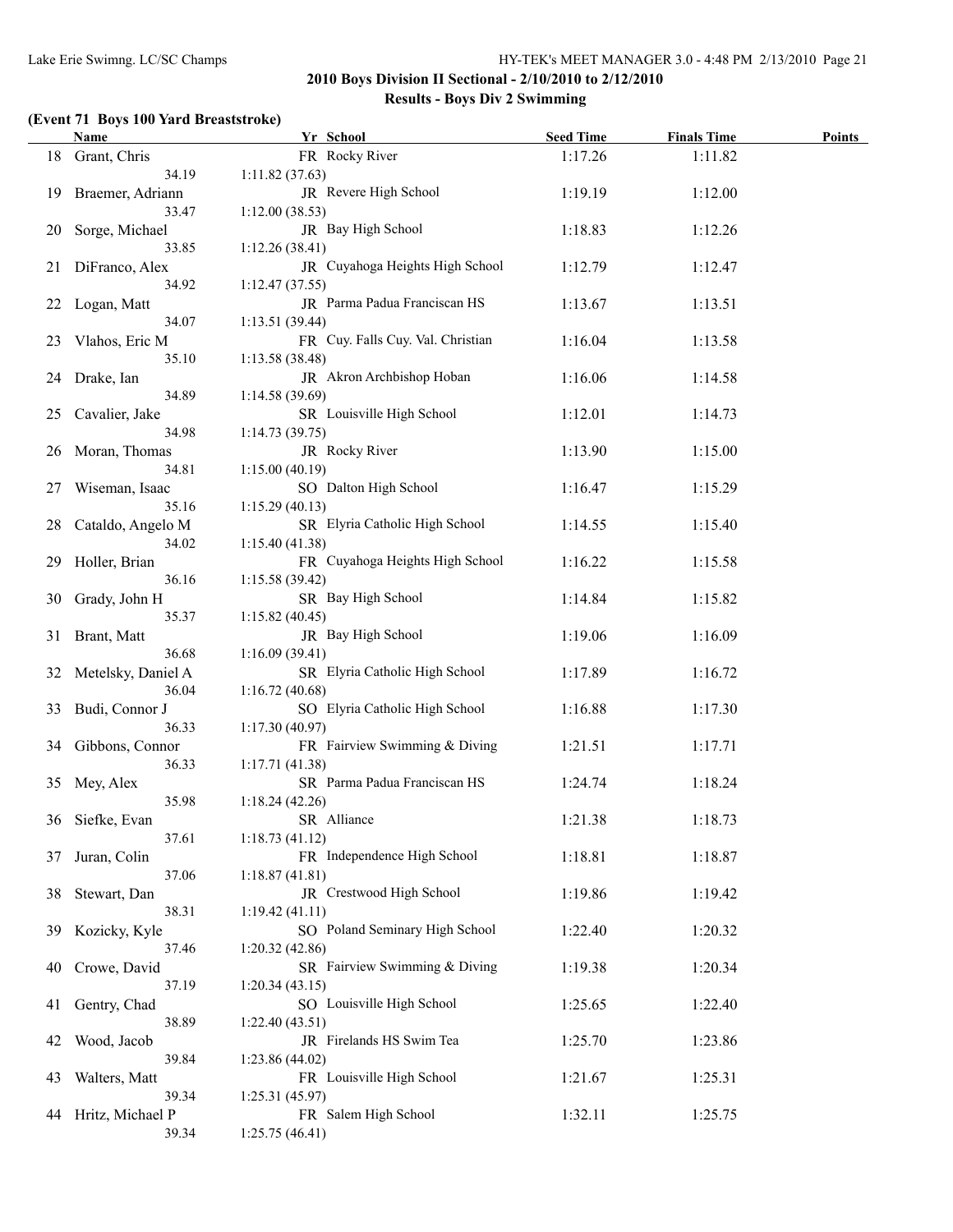## 2010 Boys Division II Sectional - 2/10/2010 to 2/12/2010

### Results - Boys Div 2 Swimming

**(Event 71 Boys 100 Yard Breaststroke)**

| | Name | Yr | School | Seed Time | Finals Time | Points |
|---|---|---|---|---|---|---|
| 18 | Grant, Chris | FR | Rocky River | 1:17.26 | 1:11.82 | |
| | 34.19 | 1:11.82 (37.63) | | | | |
| 19 | Braemer, Adriann | JR | Revere High School | 1:19.19 | 1:12.00 | |
| | 33.47 | 1:12.00 (38.53) | | | | |
| 20 | Sorge, Michael | JR | Bay High School | 1:18.83 | 1:12.26 | |
| | 33.85 | 1:12.26 (38.41) | | | | |
| 21 | DiFranco, Alex | JR | Cuyahoga Heights High School | 1:12.79 | 1:12.47 | |
| | 34.92 | 1:12.47 (37.55) | | | | |
| 22 | Logan, Matt | JR | Parma Padua Franciscan HS | 1:13.67 | 1:13.51 | |
| | 34.07 | 1:13.51 (39.44) | | | | |
| 23 | Vlahos, Eric M | FR | Cuy. Falls Cuy. Val. Christian | 1:16.04 | 1:13.58 | |
| | 35.10 | 1:13.58 (38.48) | | | | |
| 24 | Drake, Ian | JR | Akron Archbishop Hoban | 1:16.06 | 1:14.58 | |
| | 34.89 | 1:14.58 (39.69) | | | | |
| 25 | Cavalier, Jake | SR | Louisville High School | 1:12.01 | 1:14.73 | |
| | 34.98 | 1:14.73 (39.75) | | | | |
| 26 | Moran, Thomas | JR | Rocky River | 1:13.90 | 1:15.00 | |
| | 34.81 | 1:15.00 (40.19) | | | | |
| 27 | Wiseman, Isaac | SO | Dalton High School | 1:16.47 | 1:15.29 | |
| | 35.16 | 1:15.29 (40.13) | | | | |
| 28 | Cataldo, Angelo M | SR | Elyria Catholic High School | 1:14.55 | 1:15.40 | |
| | 34.02 | 1:15.40 (41.38) | | | | |
| 29 | Holler, Brian | FR | Cuyahoga Heights High School | 1:16.22 | 1:15.58 | |
| | 36.16 | 1:15.58 (39.42) | | | | |
| 30 | Grady, John H | SR | Bay High School | 1:14.84 | 1:15.82 | |
| | 35.37 | 1:15.82 (40.45) | | | | |
| 31 | Brant, Matt | JR | Bay High School | 1:19.06 | 1:16.09 | |
| | 36.68 | 1:16.09 (39.41) | | | | |
| 32 | Metelsky, Daniel A | SR | Elyria Catholic High School | 1:17.89 | 1:16.72 | |
| | 36.04 | 1:16.72 (40.68) | | | | |
| 33 | Budi, Connor J | SO | Elyria Catholic High School | 1:16.88 | 1:17.30 | |
| | 36.33 | 1:17.30 (40.97) | | | | |
| 34 | Gibbons, Connor | FR | Fairview Swimming & Diving | 1:21.51 | 1:17.71 | |
| | 36.33 | 1:17.71 (41.38) | | | | |
| 35 | Mey, Alex | SR | Parma Padua Franciscan HS | 1:24.74 | 1:18.24 | |
| | 35.98 | 1:18.24 (42.26) | | | | |
| 36 | Siefke, Evan | SR | Alliance | 1:21.38 | 1:18.73 | |
| | 37.61 | 1:18.73 (41.12) | | | | |
| 37 | Juran, Colin | FR | Independence High School | 1:18.81 | 1:18.87 | |
| | 37.06 | 1:18.87 (41.81) | | | | |
| 38 | Stewart, Dan | JR | Crestwood High School | 1:19.86 | 1:19.42 | |
| | 38.31 | 1:19.42 (41.11) | | | | |
| 39 | Kozicky, Kyle | SO | Poland Seminary High School | 1:22.40 | 1:20.32 | |
| | 37.46 | 1:20.32 (42.86) | | | | |
| 40 | Crowe, David | SR | Fairview Swimming & Diving | 1:19.38 | 1:20.34 | |
| | 37.19 | 1:20.34 (43.15) | | | | |
| 41 | Gentry, Chad | SO | Louisville High School | 1:25.65 | 1:22.40 | |
| | 38.89 | 1:22.40 (43.51) | | | | |
| 42 | Wood, Jacob | JR | Firelands HS Swim Tea | 1:25.70 | 1:23.86 | |
| | 39.84 | 1:23.86 (44.02) | | | | |
| 43 | Walters, Matt | FR | Louisville High School | 1:21.67 | 1:25.31 | |
| | 39.34 | 1:25.31 (45.97) | | | | |
| 44 | Hritz, Michael P | FR | Salem High School | 1:32.11 | 1:25.75 | |
| | 39.34 | 1:25.75 (46.41) | | | | |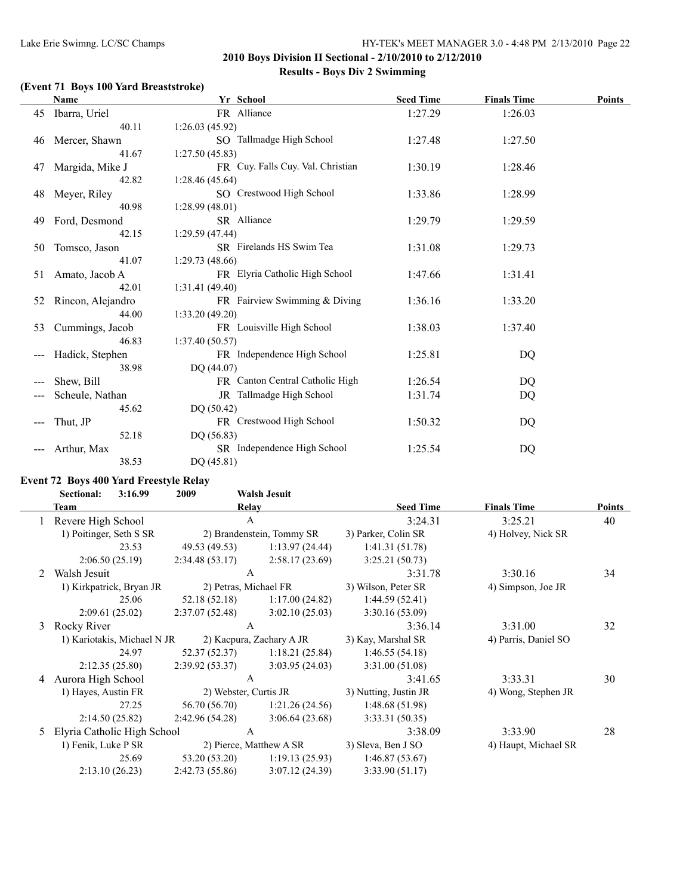## 2010 Boys Division II Sectional - 2/10/2010 to 2/12/2010

## Results - Boys Div 2 Swimming

### (Event 71 Boys 100 Yard Breaststroke)

| | Name | Yr | School | Seed Time | Finals Time | Points |
|---|---|---|---|---|---|---|
| 45 | Ibarra, Uriel | FR | Alliance | 1:27.29 | 1:26.03 | |
| | 40.11 | 1:26.03 (45.92) | | | | |
| 46 | Mercer, Shawn | SO | Tallmadge High School | 1:27.48 | 1:27.50 | |
| | 41.67 | 1:27.50 (45.83) | | | | |
| 47 | Margida, Mike J | FR | Cuy. Falls Cuy. Val. Christian | 1:30.19 | 1:28.46 | |
| | 42.82 | 1:28.46 (45.64) | | | | |
| 48 | Meyer, Riley | SO | Crestwood High School | 1:33.86 | 1:28.99 | |
| | 40.98 | 1:28.99 (48.01) | | | | |
| 49 | Ford, Desmond | SR | Alliance | 1:29.79 | 1:29.59 | |
| | 42.15 | 1:29.59 (47.44) | | | | |
| 50 | Tomsco, Jason | SR | Firelands HS Swim Tea | 1:31.08 | 1:29.73 | |
| | 41.07 | 1:29.73 (48.66) | | | | |
| 51 | Amato, Jacob A | FR | Elyria Catholic High School | 1:47.66 | 1:31.41 | |
| | 42.01 | 1:31.41 (49.40) | | | | |
| 52 | Rincon, Alejandro | FR | Fairview Swimming & Diving | 1:36.16 | 1:33.20 | |
| | 44.00 | 1:33.20 (49.20) | | | | |
| 53 | Cummings, Jacob | FR | Louisville High School | 1:38.03 | 1:37.40 | |
| | 46.83 | 1:37.40 (50.57) | | | | |
| --- | Hadick, Stephen | FR | Independence High School | 1:25.81 | DQ | |
| | 38.98 | DQ (44.07) | | | | |
| --- | Shew, Bill | FR | Canton Central Catholic High | 1:26.54 | DQ | |
| --- | Scheule, Nathan | JR | Tallmadge High School | 1:31.74 | DQ | |
| | 45.62 | DQ (50.42) | | | | |
| --- | Thut, JP | FR | Crestwood High School | 1:50.32 | DQ | |
| | 52.18 | DQ (56.83) | | | | |
| --- | Arthur, Max | SR | Independence High School | 1:25.54 | DQ | |
| | 38.53 | DQ (45.81) | | | | |

### Event 72 Boys 400 Yard Freestyle Relay

Sectional: 3:16.99 2009 Walsh Jesuit

| | Team | | Relay | Seed Time | Finals Time | Points |
|---|---|---|---|---|---|---|
| 1 | Revere High School | | A | 3:24.31 | 3:25.21 | 40 |
| | 1) Poitinger, Seth S SR | | 2) Brandenstein, Tommy SR | 3) Parker, Colin SR | 4) Holvey, Nick SR | |
| | 23.53 | 49.53 (49.53) | 1:13.97 (24.44) | 1:41.31 (51.78) | | |
| | 2:06.50 (25.19) | 2:34.48 (53.17) | 2:58.17 (23.69) | 3:25.21 (50.73) | | |
| 2 | Walsh Jesuit | | A | 3:31.78 | 3:30.16 | 34 |
| | 1) Kirkpatrick, Bryan JR | | 2) Petras, Michael FR | 3) Wilson, Peter SR | 4) Simpson, Joe JR | |
| | 25.06 | 52.18 (52.18) | 1:17.00 (24.82) | 1:44.59 (52.41) | | |
| | 2:09.61 (25.02) | 2:37.07 (52.48) | 3:02.10 (25.03) | 3:30.16 (53.09) | | |
| 3 | Rocky River | | A | 3:36.14 | 3:31.00 | 32 |
| | 1) Kariotakis, Michael N JR | | 2) Kacpura, Zachary A JR | 3) Kay, Marshal SR | 4) Parris, Daniel SO | |
| | 24.97 | 52.37 (52.37) | 1:18.21 (25.84) | 1:46.55 (54.18) | | |
| | 2:12.35 (25.80) | 2:39.92 (53.37) | 3:03.95 (24.03) | 3:31.00 (51.08) | | |
| 4 | Aurora High School | | A | 3:41.65 | 3:33.31 | 30 |
| | 1) Hayes, Austin FR | | 2) Webster, Curtis JR | 3) Nutting, Justin JR | 4) Wong, Stephen JR | |
| | 27.25 | 56.70 (56.70) | 1:21.26 (24.56) | 1:48.68 (51.98) | | |
| | 2:14.50 (25.82) | 2:42.96 (54.28) | 3:06.64 (23.68) | 3:33.31 (50.35) | | |
| 5 | Elyria Catholic High School | | A | 3:38.09 | 3:33.90 | 28 |
| | 1) Fenik, Luke P SR | | 2) Pierce, Matthew A SR | 3) Sleva, Ben J SO | 4) Haupt, Michael SR | |
| | 25.69 | 53.20 (53.20) | 1:19.13 (25.93) | 1:46.87 (53.67) | | |
| | 2:13.10 (26.23) | 2:42.73 (55.86) | 3:07.12 (24.39) | 3:33.90 (51.17) | | |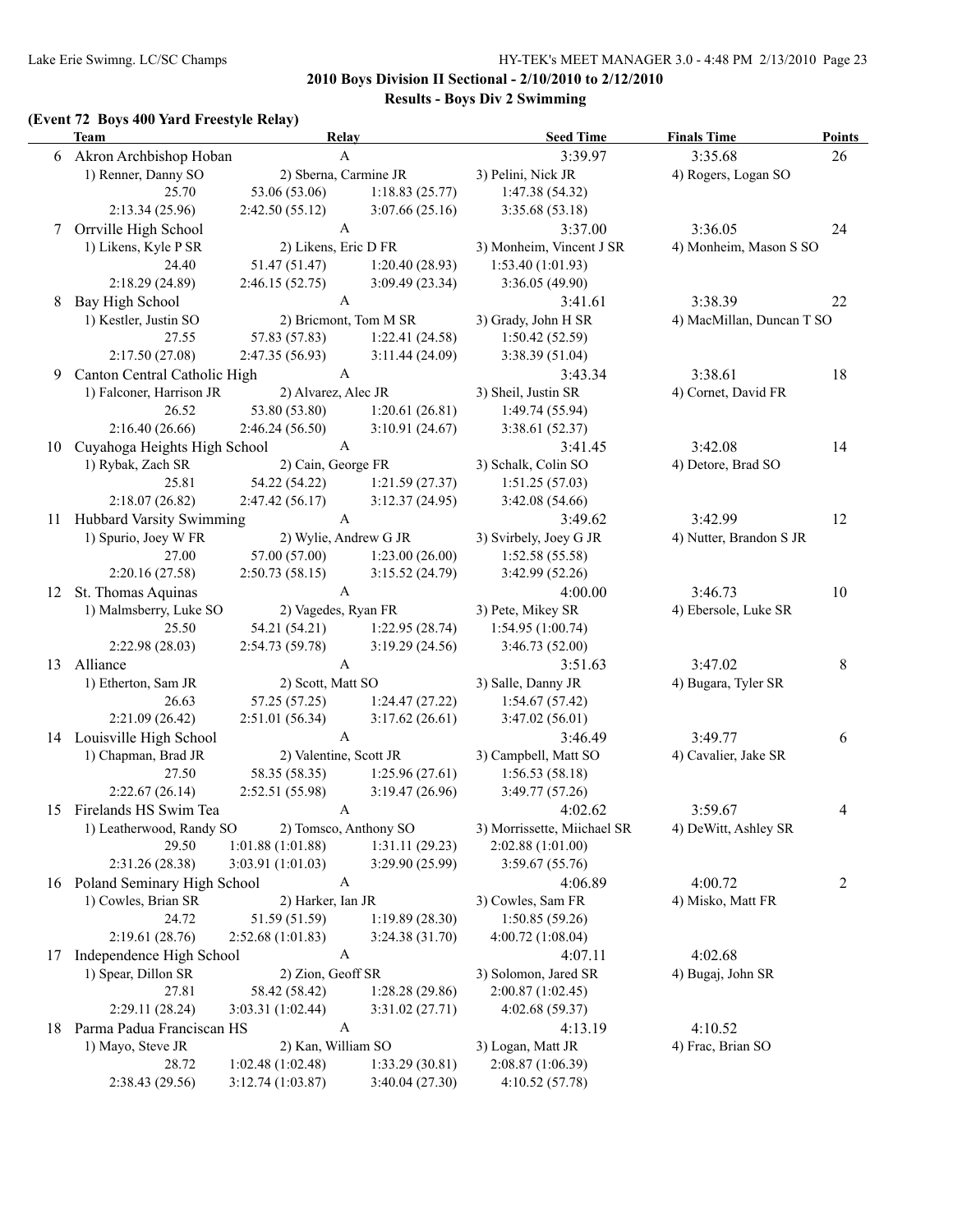## 2010 Boys Division II Sectional - 2/10/2010 to 2/12/2010

### Results - Boys Div 2 Swimming

#### (Event 72 Boys 400 Yard Freestyle Relay)

| | Team | Relay | | Seed Time | Finals Time | Points |
|---|---|---|---|---|---|---|
| 6 | Akron Archbishop Hoban | A | | 3:39.97 | 3:35.68 | 26 |
| | 1) Renner, Danny SO | 2) Sberna, Carmine JR | | 3) Pelini, Nick JR | 4) Rogers, Logan SO | |
| | 25.70 | 53.06 (53.06) | 1:18.83 (25.77) | 1:47.38 (54.32) | | |
| | 2:13.34 (25.96) | 2:42.50 (55.12) | 3:07.66 (25.16) | 3:35.68 (53.18) | | |
| 7 | Orrville High School | A | | 3:37.00 | 3:36.05 | 24 |
| | 1) Likens, Kyle P SR | 2) Likens, Eric D FR | | 3) Monheim, Vincent J SR | 4) Monheim, Mason S SO | |
| | 24.40 | 51.47 (51.47) | 1:20.40 (28.93) | 1:53.40 (1:01.93) | | |
| | 2:18.29 (24.89) | 2:46.15 (52.75) | 3:09.49 (23.34) | 3:36.05 (49.90) | | |
| 8 | Bay High School | A | | 3:41.61 | 3:38.39 | 22 |
| | 1) Kestler, Justin SO | 2) Bricmont, Tom M SR | | 3) Grady, John H SR | 4) MacMillan, Duncan T SO | |
| | 27.55 | 57.83 (57.83) | 1:22.41 (24.58) | 1:50.42 (52.59) | | |
| | 2:17.50 (27.08) | 2:47.35 (56.93) | 3:11.44 (24.09) | 3:38.39 (51.04) | | |
| 9 | Canton Central Catholic High | A | | 3:43.34 | 3:38.61 | 18 |
| | 1) Falconer, Harrison JR | 2) Alvarez, Alec JR | | 3) Sheil, Justin SR | 4) Cornet, David FR | |
| | 26.52 | 53.80 (53.80) | 1:20.61 (26.81) | 1:49.74 (55.94) | | |
| | 2:16.40 (26.66) | 2:46.24 (56.50) | 3:10.91 (24.67) | 3:38.61 (52.37) | | |
| 10 | Cuyahoga Heights High School | A | | 3:41.45 | 3:42.08 | 14 |
| | 1) Rybak, Zach SR | 2) Cain, George FR | | 3) Schalk, Colin SO | 4) Detore, Brad SO | |
| | 25.81 | 54.22 (54.22) | 1:21.59 (27.37) | 1:51.25 (57.03) | | |
| | 2:18.07 (26.82) | 2:47.42 (56.17) | 3:12.37 (24.95) | 3:42.08 (54.66) | | |
| 11 | Hubbard Varsity Swimming | A | | 3:49.62 | 3:42.99 | 12 |
| | 1) Spurio, Joey W FR | 2) Wylie, Andrew G JR | | 3) Svirbely, Joey G JR | 4) Nutter, Brandon S JR | |
| | 27.00 | 57.00 (57.00) | 1:23.00 (26.00) | 1:52.58 (55.58) | | |
| | 2:20.16 (27.58) | 2:50.73 (58.15) | 3:15.52 (24.79) | 3:42.99 (52.26) | | |
| 12 | St. Thomas Aquinas | A | | 4:00.00 | 3:46.73 | 10 |
| | 1) Malmsberry, Luke SO | 2) Vagedes, Ryan FR | | 3) Pete, Mikey SR | 4) Ebersole, Luke SR | |
| | 25.50 | 54.21 (54.21) | 1:22.95 (28.74) | 1:54.95 (1:00.74) | | |
| | 2:22.98 (28.03) | 2:54.73 (59.78) | 3:19.29 (24.56) | 3:46.73 (52.00) | | |
| 13 | Alliance | A | | 3:51.63 | 3:47.02 | 8 |
| | 1) Etherton, Sam JR | 2) Scott, Matt SO | | 3) Salle, Danny JR | 4) Bugara, Tyler SR | |
| | 26.63 | 57.25 (57.25) | 1:24.47 (27.22) | 1:54.67 (57.42) | | |
| | 2:21.09 (26.42) | 2:51.01 (56.34) | 3:17.62 (26.61) | 3:47.02 (56.01) | | |
| 14 | Louisville High School | A | | 3:46.49 | 3:49.77 | 6 |
| | 1) Chapman, Brad JR | 2) Valentine, Scott JR | | 3) Campbell, Matt SO | 4) Cavalier, Jake SR | |
| | 27.50 | 58.35 (58.35) | 1:25.96 (27.61) | 1:56.53 (58.18) | | |
| | 2:22.67 (26.14) | 2:52.51 (55.98) | 3:19.47 (26.96) | 3:49.77 (57.26) | | |
| 15 | Firelands HS Swim Tea | A | | 4:02.62 | 3:59.67 | 4 |
| | 1) Leatherwood, Randy SO | 2) Tomsco, Anthony SO | | 3) Morrissette, Miichael SR | 4) DeWitt, Ashley SR | |
| | 29.50 | 1:01.88 (1:01.88) | 1:31.11 (29.23) | 2:02.88 (1:01.00) | | |
| | 2:31.26 (28.38) | 3:03.91 (1:01.03) | 3:29.90 (25.99) | 3:59.67 (55.76) | | |
| 16 | Poland Seminary High School | A | | 4:06.89 | 4:00.72 | 2 |
| | 1) Cowles, Brian SR | 2) Harker, Ian JR | | 3) Cowles, Sam FR | 4) Misko, Matt FR | |
| | 24.72 | 51.59 (51.59) | 1:19.89 (28.30) | 1:50.85 (59.26) | | |
| | 2:19.61 (28.76) | 2:52.68 (1:01.83) | 3:24.38 (31.70) | 4:00.72 (1:08.04) | | |
| 17 | Independence High School | A | | 4:07.11 | 4:02.68 | |
| | 1) Spear, Dillon SR | 2) Zion, Geoff SR | | 3) Solomon, Jared SR | 4) Bugaj, John SR | |
| | 27.81 | 58.42 (58.42) | 1:28.28 (29.86) | 2:00.87 (1:02.45) | | |
| | 2:29.11 (28.24) | 3:03.31 (1:02.44) | 3:31.02 (27.71) | 4:02.68 (59.37) | | |
| 18 | Parma Padua Franciscan HS | A | | 4:13.19 | 4:10.52 | |
| | 1) Mayo, Steve JR | 2) Kan, William SO | | 3) Logan, Matt JR | 4) Frac, Brian SO | |
| | 28.72 | 1:02.48 (1:02.48) | 1:33.29 (30.81) | 2:08.87 (1:06.39) | | |
| | 2:38.43 (29.56) | 3:12.74 (1:03.87) | 3:40.04 (27.30) | 4:10.52 (57.78) | | |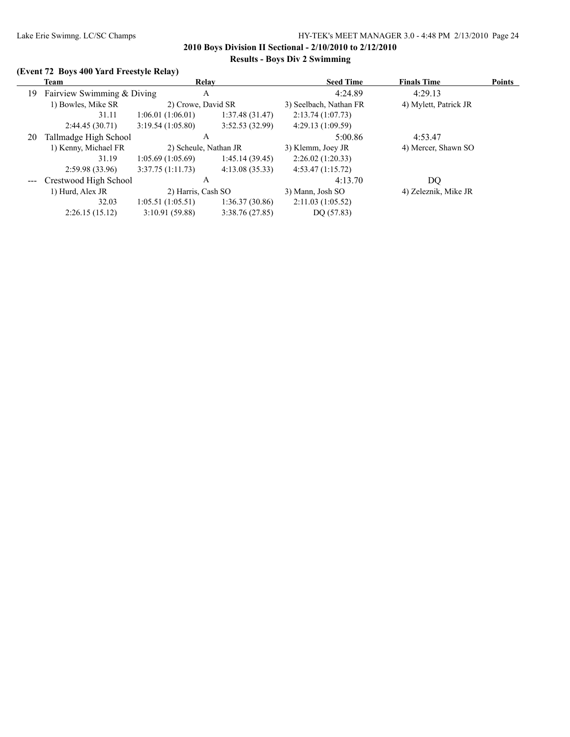## 2010 Boys Division II Sectional - 2/10/2010 to 2/12/2010

### Results - Boys Div 2 Swimming

**(Event 72 Boys 400 Yard Freestyle Relay)**

| | Team | Relay | | Seed Time | Finals Time | Points |
|---|---|---|---|---|---|---|
| 19 | Fairview Swimming & Diving | A | | 4:24.89 | 4:29.13 | |
| | 1) Bowles, Mike SR | 2) Crowe, David SR | | 3) Seelbach, Nathan FR | 4) Mylett, Patrick JR | |
| | 31.11 | 1:06.01 (1:06.01) | 1:37.48 (31.47) | 2:13.74 (1:07.73) | | |
| | 2:44.45 (30.71) | 3:19.54 (1:05.80) | 3:52.53 (32.99) | 4:29.13 (1:09.59) | | |
| 20 | Tallmadge High School | A | | 5:00.86 | 4:53.47 | |
| | 1) Kenny, Michael FR | 2) Scheule, Nathan JR | | 3) Klemm, Joey JR | 4) Mercer, Shawn SO | |
| | 31.19 | 1:05.69 (1:05.69) | 1:45.14 (39.45) | 2:26.02 (1:20.33) | | |
| | 2:59.98 (33.96) | 3:37.75 (1:11.73) | 4:13.08 (35.33) | 4:53.47 (1:15.72) | | |
| --- | Crestwood High School | A | | 4:13.70 | DQ | |
| | 1) Hurd, Alex JR | 2) Harris, Cash SO | | 3) Mann, Josh SO | 4) Zeleznik, Mike JR | |
| | 32.03 | 1:05.51 (1:05.51) | 1:36.37 (30.86) | 2:11.03 (1:05.52) | | |
| | 2:26.15 (15.12) | 3:10.91 (59.88) | 3:38.76 (27.85) | DQ (57.83) | | |